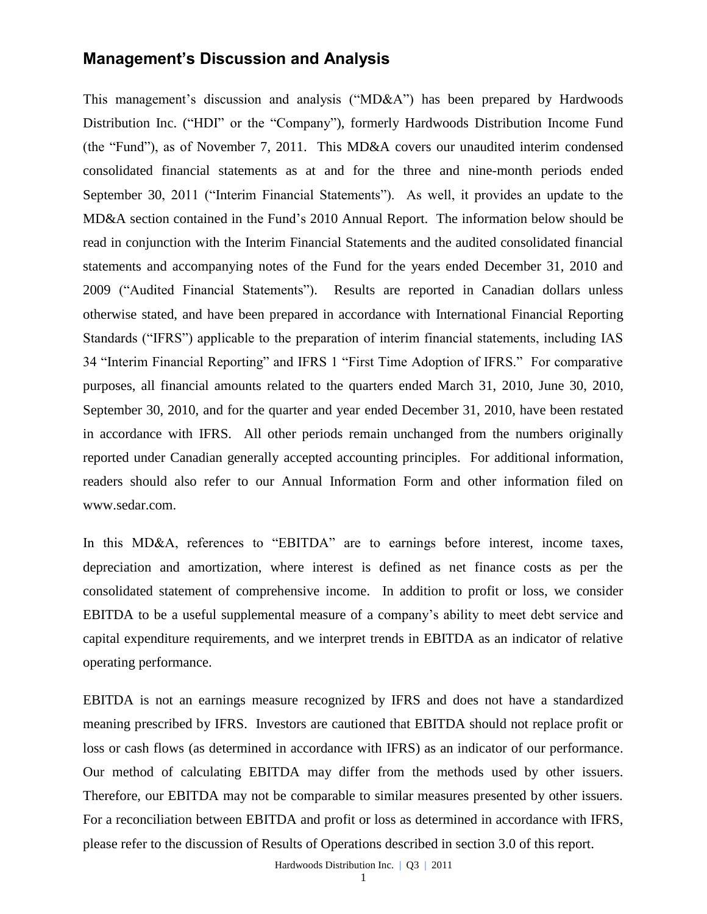## Management's Discussion and Analysis

This management's discussion and analysis ("MD&A") has been prepared by Hardwoods Distribution Inc. ("HDI" or the "Company"), formerly Hardwoods Distribution Income Fund (the "Fund"), as of November 7, 2011. This MD&A covers our unaudited interim condensed consolidated financial statements as at and for the three and nine-month periods ended September 30, 2011 ("Interim Financial Statements"). As well, it provides an update to the MD&A section contained in the Fund's 2010 Annual Report. The information below should be read in conjunction with the Interim Financial Statements and the audited consolidated financial statements and accompanying notes of the Fund for the years ended December 31, 2010 and 2009 ("Audited Financial Statements"). Results are reported in Canadian dollars unless otherwise stated, and have been prepared in accordance with International Financial Reporting Standards ("IFRS") applicable to the preparation of interim financial statements, including IAS 34 "Interim Financial Reporting" and IFRS 1 "First Time Adoption of IFRS." For comparative purposes, all financial amounts related to the quarters ended March 31, 2010, June 30, 2010, September 30, 2010, and for the quarter and year ended December 31, 2010, have been restated in accordance with IFRS. All other periods remain unchanged from the numbers originally reported under Canadian generally accepted accounting principles. For additional information, readers should also refer to our Annual Information Form and other information filed on www.sedar.com.

In this MD&A, references to "EBITDA" are to earnings before interest, income taxes, depreciation and amortization, where interest is defined as net finance costs as per the consolidated statement of comprehensive income. In addition to profit or loss, we consider EBITDA to be a useful supplemental measure of a company's ability to meet debt service and capital expenditure requirements, and we interpret trends in EBITDA as an indicator of relative operating performance.

EBITDA is not an earnings measure recognized by IFRS and does not have a standardized meaning prescribed by IFRS. Investors are cautioned that EBITDA should not replace profit or loss or cash flows (as determined in accordance with IFRS) as an indicator of our performance. Our method of calculating EBITDA may differ from the methods used by other issuers. Therefore, our EBITDA may not be comparable to similar measures presented by other issuers. For a reconciliation between EBITDA and profit or loss as determined in accordance with IFRS, please refer to the discussion of Results of Operations described in section 3.0 of this report.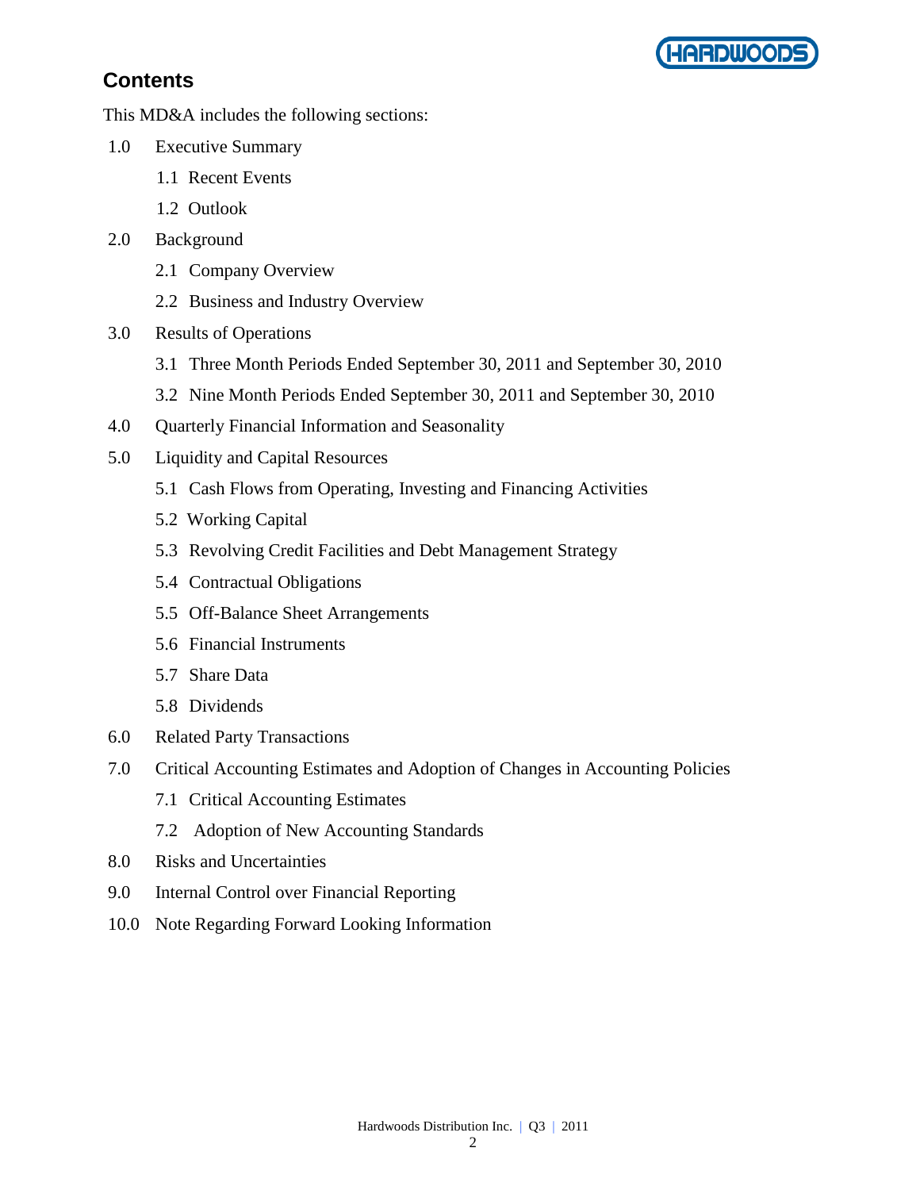## Contents

This MD&A includes the following sections:

- 1.0 Executive Summary
  - 1.1 Recent Events
  - 1.2 Outlook
- 2.0 Background
  - 2.1 Company Overview
  - 2.2 Business and Industry Overview
- 3.0 Results of Operations
  - 3.1 Three Month Periods Ended September 30, 2011 and September 30, 2010
  - 3.2 Nine Month Periods Ended September 30, 2011 and September 30, 2010
- 4.0 Quarterly Financial Information and Seasonality
- 5.0 Liquidity and Capital Resources
  - 5.1 Cash Flows from Operating, Investing and Financing Activities
  - 5.2 Working Capital
  - 5.3 Revolving Credit Facilities and Debt Management Strategy
  - 5.4 Contractual Obligations
  - 5.5 Off-Balance Sheet Arrangements
  - 5.6 Financial Instruments
  - 5.7 Share Data
  - 5.8 Dividends
- 6.0 Related Party Transactions
- 7.0 Critical Accounting Estimates and Adoption of Changes in Accounting Policies
  - 7.1 Critical Accounting Estimates
  - 7.2 Adoption of New Accounting Standards
- 8.0 Risks and Uncertainties
- 9.0 Internal Control over Financial Reporting
- 10.0 Note Regarding Forward Looking Information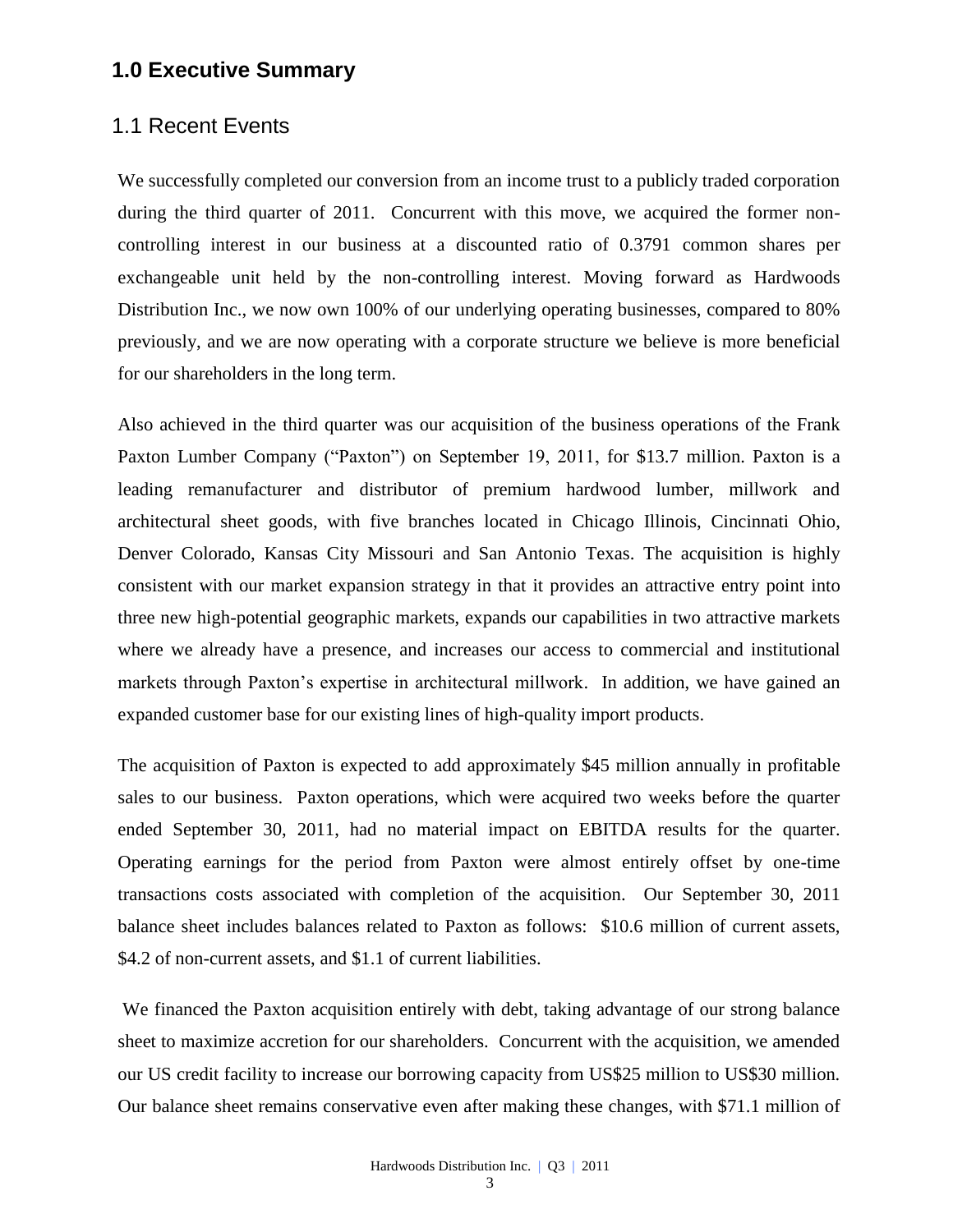## 1.0 Executive Summary

### 1.1 Recent Events

We successfully completed our conversion from an income trust to a publicly traded corporation during the third quarter of 2011. Concurrent with this move, we acquired the former non-controlling interest in our business at a discounted ratio of 0.3791 common shares per exchangeable unit held by the non-controlling interest. Moving forward as Hardwoods Distribution Inc., we now own 100% of our underlying operating businesses, compared to 80% previously, and we are now operating with a corporate structure we believe is more beneficial for our shareholders in the long term.

Also achieved in the third quarter was our acquisition of the business operations of the Frank Paxton Lumber Company ("Paxton") on September 19, 2011, for $13.7 million. Paxton is a leading remanufacturer and distributor of premium hardwood lumber, millwork and architectural sheet goods, with five branches located in Chicago Illinois, Cincinnati Ohio, Denver Colorado, Kansas City Missouri and San Antonio Texas. The acquisition is highly consistent with our market expansion strategy in that it provides an attractive entry point into three new high-potential geographic markets, expands our capabilities in two attractive markets where we already have a presence, and increases our access to commercial and institutional markets through Paxton's expertise in architectural millwork. In addition, we have gained an expanded customer base for our existing lines of high-quality import products.

The acquisition of Paxton is expected to add approximately $45 million annually in profitable sales to our business. Paxton operations, which were acquired two weeks before the quarter ended September 30, 2011, had no material impact on EBITDA results for the quarter. Operating earnings for the period from Paxton were almost entirely offset by one-time transactions costs associated with completion of the acquisition. Our September 30, 2011 balance sheet includes balances related to Paxton as follows: $10.6 million of current assets, $4.2 of non-current assets, and $1.1 of current liabilities.

We financed the Paxton acquisition entirely with debt, taking advantage of our strong balance sheet to maximize accretion for our shareholders. Concurrent with the acquisition, we amended our US credit facility to increase our borrowing capacity from US$25 million to US$30 million. Our balance sheet remains conservative even after making these changes, with $71.1 million of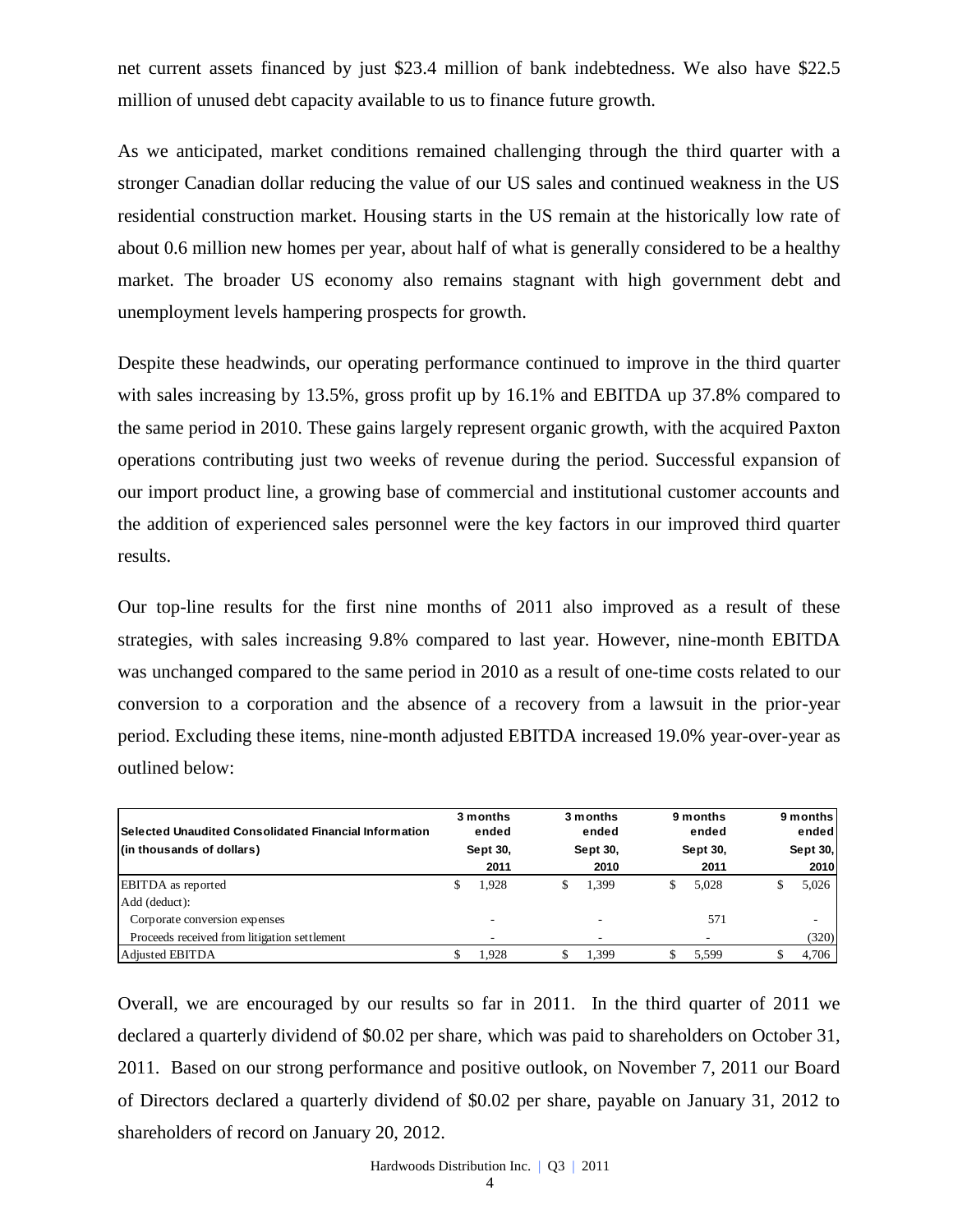net current assets financed by just $23.4 million of bank indebtedness. We also have $22.5 million of unused debt capacity available to us to finance future growth.

As we anticipated, market conditions remained challenging through the third quarter with a stronger Canadian dollar reducing the value of our US sales and continued weakness in the US residential construction market. Housing starts in the US remain at the historically low rate of about 0.6 million new homes per year, about half of what is generally considered to be a healthy market. The broader US economy also remains stagnant with high government debt and unemployment levels hampering prospects for growth.

Despite these headwinds, our operating performance continued to improve in the third quarter with sales increasing by 13.5%, gross profit up by 16.1% and EBITDA up 37.8% compared to the same period in 2010. These gains largely represent organic growth, with the acquired Paxton operations contributing just two weeks of revenue during the period. Successful expansion of our import product line, a growing base of commercial and institutional customer accounts and the addition of experienced sales personnel were the key factors in our improved third quarter results.

Our top-line results for the first nine months of 2011 also improved as a result of these strategies, with sales increasing 9.8% compared to last year. However, nine-month EBITDA was unchanged compared to the same period in 2010 as a result of one-time costs related to our conversion to a corporation and the absence of a recovery from a lawsuit in the prior-year period. Excluding these items, nine-month adjusted EBITDA increased 19.0% year-over-year as outlined below:

| Selected Unaudited Consolidated Financial Information (in thousands of dollars) | 3 months ended Sept 30, 2011 | 3 months ended Sept 30, 2010 | 9 months ended Sept 30, 2011 | 9 months ended Sept 30, 2010 |
|---|---|---|---|---|
| EBITDA as reported | $ 1,928 | $ 1,399 | $ 5,028 | $ 5,026 |
| Add (deduct): | | | | |
| Corporate conversion expenses | - | - | 571 | - |
| Proceeds received from litigation settlement | - | - | - | (320) |
| Adjusted EBITDA | $ 1,928 | $ 1,399 | $ 5,599 | $ 4,706 |

Overall, we are encouraged by our results so far in 2011. In the third quarter of 2011 we declared a quarterly dividend of $0.02 per share, which was paid to shareholders on October 31, 2011. Based on our strong performance and positive outlook, on November 7, 2011 our Board of Directors declared a quarterly dividend of $0.02 per share, payable on January 31, 2012 to shareholders of record on January 20, 2012.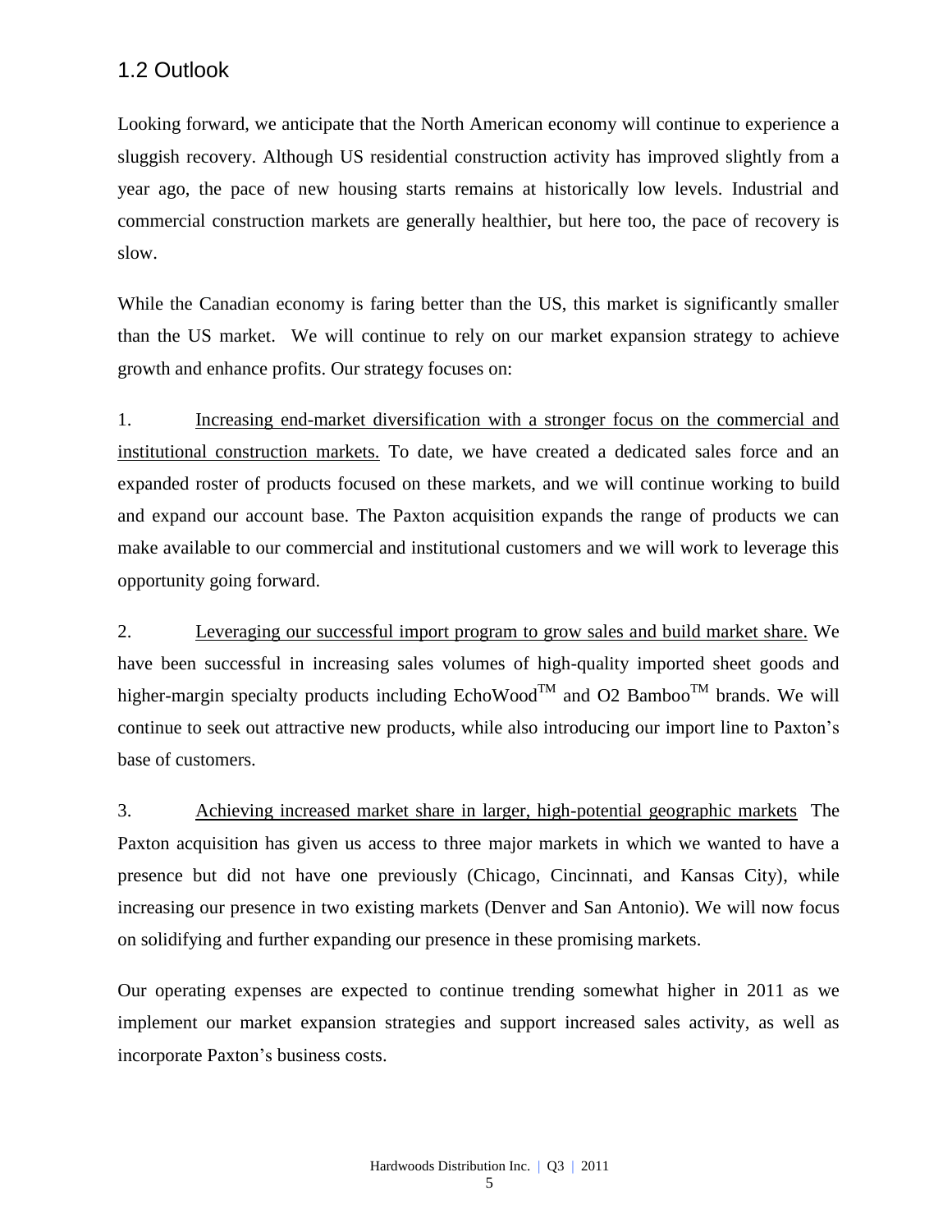## 1.2 Outlook

Looking forward, we anticipate that the North American economy will continue to experience a sluggish recovery. Although US residential construction activity has improved slightly from a year ago, the pace of new housing starts remains at historically low levels. Industrial and commercial construction markets are generally healthier, but here too, the pace of recovery is slow.

While the Canadian economy is faring better than the US, this market is significantly smaller than the US market. We will continue to rely on our market expansion strategy to achieve growth and enhance profits. Our strategy focuses on:

1. Increasing end-market diversification with a stronger focus on the commercial and institutional construction markets. To date, we have created a dedicated sales force and an expanded roster of products focused on these markets, and we will continue working to build and expand our account base. The Paxton acquisition expands the range of products we can make available to our commercial and institutional customers and we will work to leverage this opportunity going forward.

2. Leveraging our successful import program to grow sales and build market share. We have been successful in increasing sales volumes of high-quality imported sheet goods and higher-margin specialty products including EchoWood™ and O2 Bamboo™ brands. We will continue to seek out attractive new products, while also introducing our import line to Paxton's base of customers.

3. Achieving increased market share in larger, high-potential geographic markets The Paxton acquisition has given us access to three major markets in which we wanted to have a presence but did not have one previously (Chicago, Cincinnati, and Kansas City), while increasing our presence in two existing markets (Denver and San Antonio). We will now focus on solidifying and further expanding our presence in these promising markets.

Our operating expenses are expected to continue trending somewhat higher in 2011 as we implement our market expansion strategies and support increased sales activity, as well as incorporate Paxton's business costs.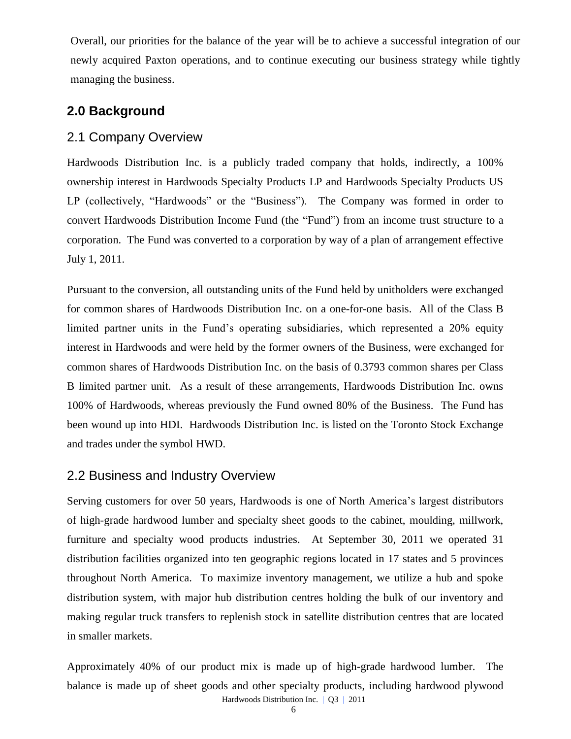Overall, our priorities for the balance of the year will be to achieve a successful integration of our newly acquired Paxton operations, and to continue executing our business strategy while tightly managing the business.

## 2.0 Background

### 2.1 Company Overview

Hardwoods Distribution Inc. is a publicly traded company that holds, indirectly, a 100% ownership interest in Hardwoods Specialty Products LP and Hardwoods Specialty Products US LP (collectively, "Hardwoods" or the "Business"). The Company was formed in order to convert Hardwoods Distribution Income Fund (the "Fund") from an income trust structure to a corporation. The Fund was converted to a corporation by way of a plan of arrangement effective July 1, 2011.

Pursuant to the conversion, all outstanding units of the Fund held by unitholders were exchanged for common shares of Hardwoods Distribution Inc. on a one-for-one basis. All of the Class B limited partner units in the Fund's operating subsidiaries, which represented a 20% equity interest in Hardwoods and were held by the former owners of the Business, were exchanged for common shares of Hardwoods Distribution Inc. on the basis of 0.3793 common shares per Class B limited partner unit. As a result of these arrangements, Hardwoods Distribution Inc. owns 100% of Hardwoods, whereas previously the Fund owned 80% of the Business. The Fund has been wound up into HDI. Hardwoods Distribution Inc. is listed on the Toronto Stock Exchange and trades under the symbol HWD.

### 2.2 Business and Industry Overview

Serving customers for over 50 years, Hardwoods is one of North America's largest distributors of high-grade hardwood lumber and specialty sheet goods to the cabinet, moulding, millwork, furniture and specialty wood products industries. At September 30, 2011 we operated 31 distribution facilities organized into ten geographic regions located in 17 states and 5 provinces throughout North America. To maximize inventory management, we utilize a hub and spoke distribution system, with major hub distribution centres holding the bulk of our inventory and making regular truck transfers to replenish stock in satellite distribution centres that are located in smaller markets.

Approximately 40% of our product mix is made up of high-grade hardwood lumber. The balance is made up of sheet goods and other specialty products, including hardwood plywood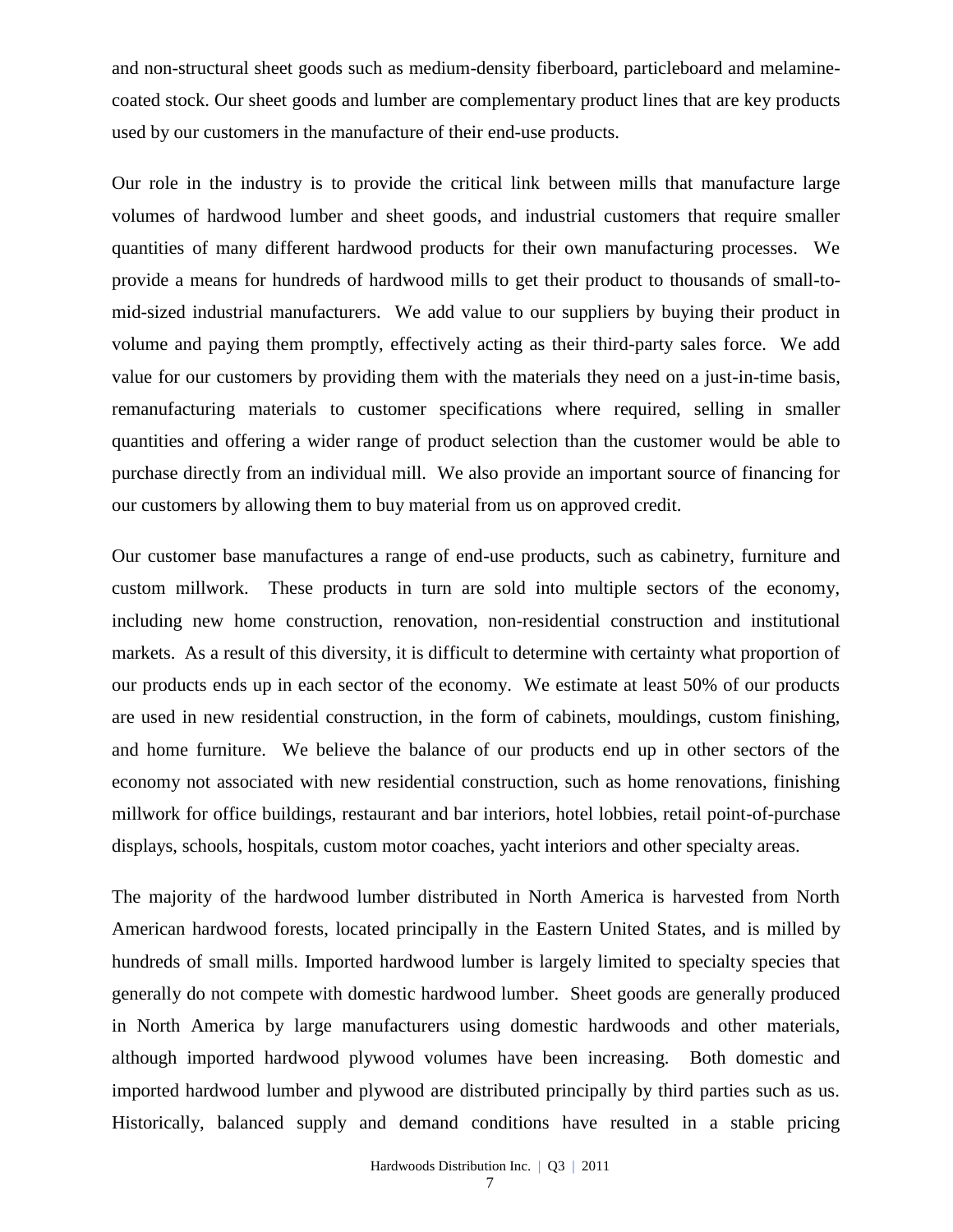and non-structural sheet goods such as medium-density fiberboard, particleboard and melamine-coated stock. Our sheet goods and lumber are complementary product lines that are key products used by our customers in the manufacture of their end-use products.

Our role in the industry is to provide the critical link between mills that manufacture large volumes of hardwood lumber and sheet goods, and industrial customers that require smaller quantities of many different hardwood products for their own manufacturing processes. We provide a means for hundreds of hardwood mills to get their product to thousands of small-to-mid-sized industrial manufacturers. We add value to our suppliers by buying their product in volume and paying them promptly, effectively acting as their third-party sales force. We add value for our customers by providing them with the materials they need on a just-in-time basis, remanufacturing materials to customer specifications where required, selling in smaller quantities and offering a wider range of product selection than the customer would be able to purchase directly from an individual mill. We also provide an important source of financing for our customers by allowing them to buy material from us on approved credit.

Our customer base manufactures a range of end-use products, such as cabinetry, furniture and custom millwork. These products in turn are sold into multiple sectors of the economy, including new home construction, renovation, non-residential construction and institutional markets. As a result of this diversity, it is difficult to determine with certainty what proportion of our products ends up in each sector of the economy. We estimate at least 50% of our products are used in new residential construction, in the form of cabinets, mouldings, custom finishing, and home furniture. We believe the balance of our products end up in other sectors of the economy not associated with new residential construction, such as home renovations, finishing millwork for office buildings, restaurant and bar interiors, hotel lobbies, retail point-of-purchase displays, schools, hospitals, custom motor coaches, yacht interiors and other specialty areas.

The majority of the hardwood lumber distributed in North America is harvested from North American hardwood forests, located principally in the Eastern United States, and is milled by hundreds of small mills. Imported hardwood lumber is largely limited to specialty species that generally do not compete with domestic hardwood lumber. Sheet goods are generally produced in North America by large manufacturers using domestic hardwoods and other materials, although imported hardwood plywood volumes have been increasing. Both domestic and imported hardwood lumber and plywood are distributed principally by third parties such as us. Historically, balanced supply and demand conditions have resulted in a stable pricing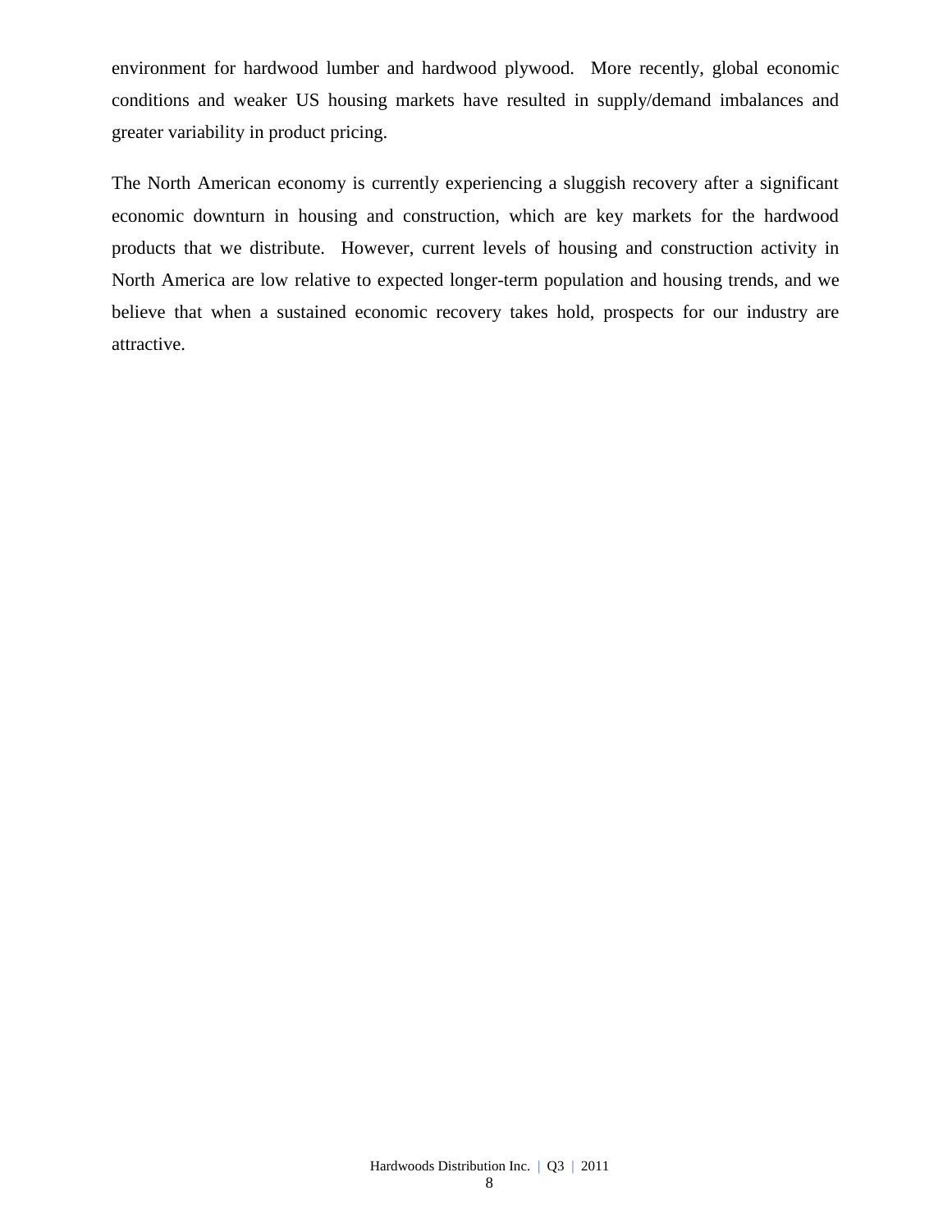environment for hardwood lumber and hardwood plywood. More recently, global economic conditions and weaker US housing markets have resulted in supply/demand imbalances and greater variability in product pricing.

The North American economy is currently experiencing a sluggish recovery after a significant economic downturn in housing and construction, which are key markets for the hardwood products that we distribute. However, current levels of housing and construction activity in North America are low relative to expected longer-term population and housing trends, and we believe that when a sustained economic recovery takes hold, prospects for our industry are attractive.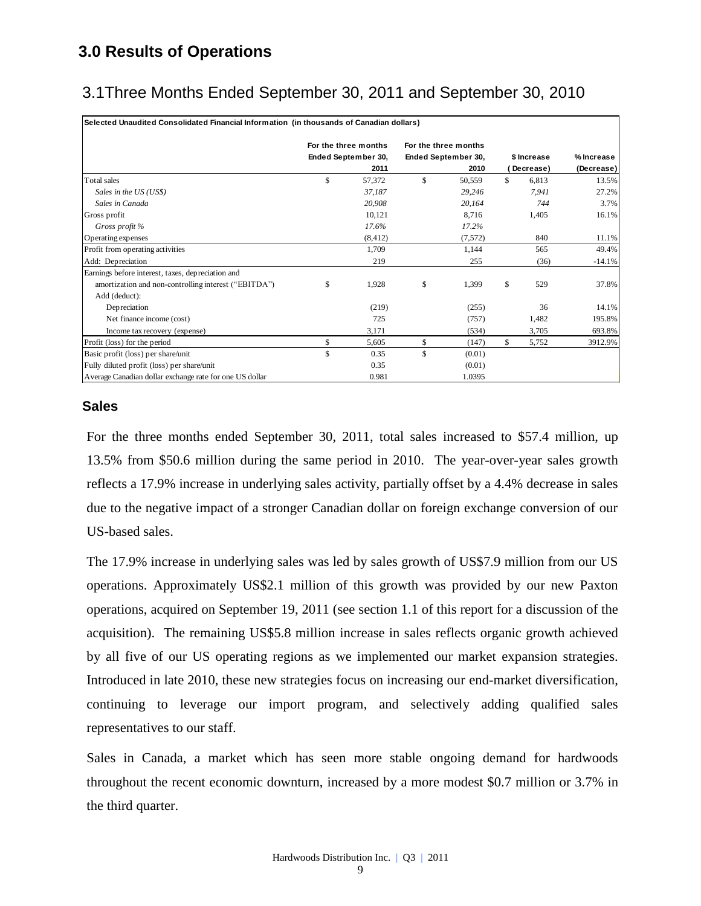## 3.0 Results of Operations

### 3.1Three Months Ended September 30, 2011 and September 30, 2010

| Selected Unaudited Consolidated Financial Information (in thousands of Canadian dollars) | For the three months Ended September 30, 2011 | For the three months Ended September 30, 2010 | $ Increase (Decrease) | % Increase (Decrease) |
|---|---|---|---|---|
| Total sales | $ 57,372 | $ 50,559 | $ 6,813 | 13.5% |
| *Sales in the US (US$)* | *37,187* | *29,246* | *7,941* | 27.2% |
| *Sales in Canada* | *20,908* | *20,164* | *744* | 3.7% |
| Gross profit | 10,121 | 8,716 | 1,405 | 16.1% |
| *Gross profit %* | *17.6%* | *17.2%* | | |
| Operating expenses | (8,412) | (7,572) | 840 | 11.1% |
| Profit from operating activities | 1,709 | 1,144 | 565 | 49.4% |
| Add: Depreciation | 219 | 255 | (36) | -14.1% |
| Earnings before interest, taxes, depreciation and amortization and non-controlling interest ("EBITDA") | $ 1,928 | $ 1,399 | $ 529 | 37.8% |
| Add (deduct): | | | | |
| Depreciation | (219) | (255) | 36 | 14.1% |
| Net finance income (cost) | 725 | (757) | 1,482 | 195.8% |
| Income tax recovery (expense) | 3,171 | (534) | 3,705 | 693.8% |
| Profit (loss) for the period | $ 5,605 | $ (147) | $ 5,752 | 3912.9% |
| Basic profit (loss) per share/unit | $ 0.35 | $ (0.01) | | |
| Fully diluted profit (loss) per share/unit | 0.35 | (0.01) | | |
| Average Canadian dollar exchange rate for one US dollar | 0.981 | 1.0395 | | |

#### Sales

For the three months ended September 30, 2011, total sales increased to $57.4 million, up 13.5% from $50.6 million during the same period in 2010. The year-over-year sales growth reflects a 17.9% increase in underlying sales activity, partially offset by a 4.4% decrease in sales due to the negative impact of a stronger Canadian dollar on foreign exchange conversion of our US-based sales.

The 17.9% increase in underlying sales was led by sales growth of US$7.9 million from our US operations. Approximately US$2.1 million of this growth was provided by our new Paxton operations, acquired on September 19, 2011 (see section 1.1 of this report for a discussion of the acquisition). The remaining US$5.8 million increase in sales reflects organic growth achieved by all five of our US operating regions as we implemented our market expansion strategies. Introduced in late 2010, these new strategies focus on increasing our end-market diversification, continuing to leverage our import program, and selectively adding qualified sales representatives to our staff.

Sales in Canada, a market which has seen more stable ongoing demand for hardwoods throughout the recent economic downturn, increased by a more modest $0.7 million or 3.7% in the third quarter.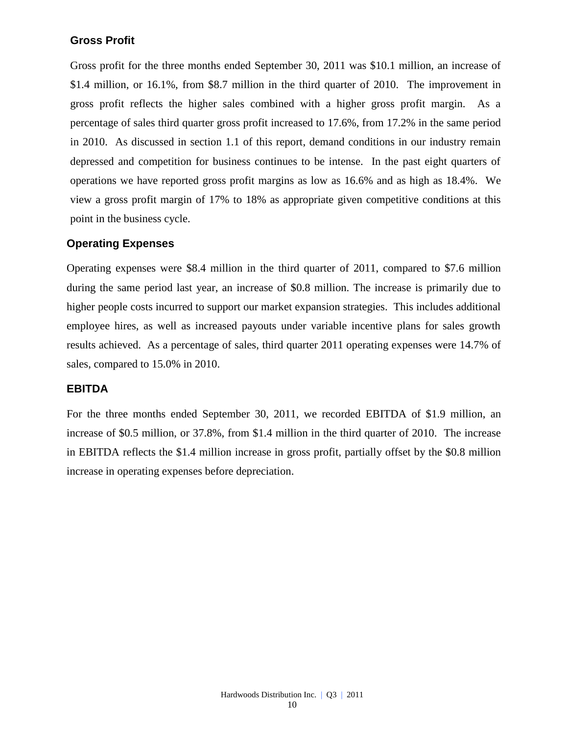### Gross Profit

Gross profit for the three months ended September 30, 2011 was $10.1 million, an increase of $1.4 million, or 16.1%, from $8.7 million in the third quarter of 2010. The improvement in gross profit reflects the higher sales combined with a higher gross profit margin. As a percentage of sales third quarter gross profit increased to 17.6%, from 17.2% in the same period in 2010. As discussed in section 1.1 of this report, demand conditions in our industry remain depressed and competition for business continues to be intense. In the past eight quarters of operations we have reported gross profit margins as low as 16.6% and as high as 18.4%. We view a gross profit margin of 17% to 18% as appropriate given competitive conditions at this point in the business cycle.

### Operating Expenses

Operating expenses were $8.4 million in the third quarter of 2011, compared to $7.6 million during the same period last year, an increase of $0.8 million. The increase is primarily due to higher people costs incurred to support our market expansion strategies. This includes additional employee hires, as well as increased payouts under variable incentive plans for sales growth results achieved. As a percentage of sales, third quarter 2011 operating expenses were 14.7% of sales, compared to 15.0% in 2010.

### EBITDA

For the three months ended September 30, 2011, we recorded EBITDA of $1.9 million, an increase of $0.5 million, or 37.8%, from $1.4 million in the third quarter of 2010. The increase in EBITDA reflects the $1.4 million increase in gross profit, partially offset by the $0.8 million increase in operating expenses before depreciation.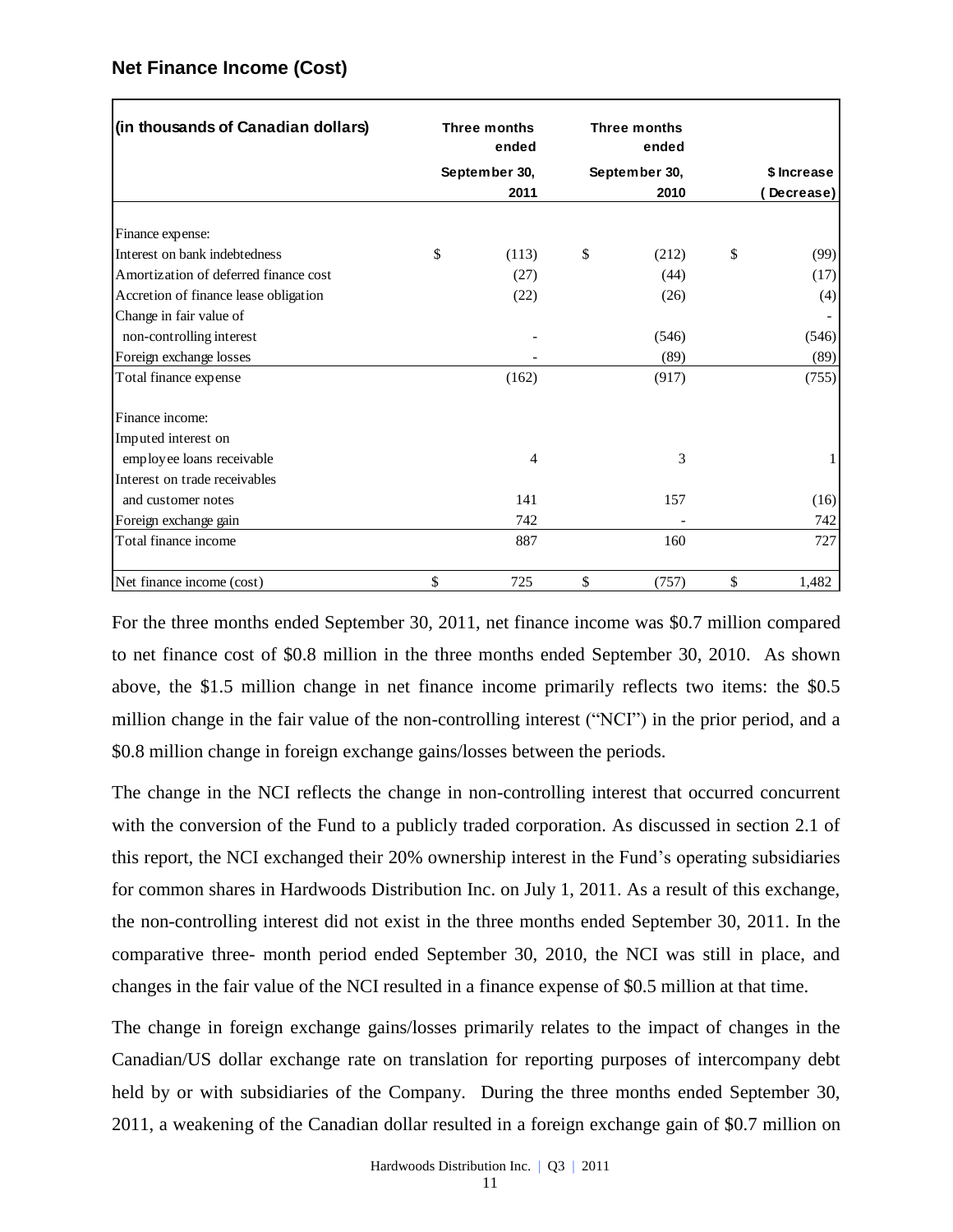## Net Finance Income (Cost)

| (in thousands of Canadian dollars) | Three months ended September 30, 2011 | Three months ended September 30, 2010 | $ Increase (Decrease) |
|---|---|---|---|
| Finance expense: | | | |
| Interest on bank indebtedness | $ (113) | $ (212) | $ (99) |
| Amortization of deferred finance cost | (27) | (44) | (17) |
| Accretion of finance lease obligation | (22) | (26) | (4) |
| Change in fair value of non-controlling interest | - | (546) | (546) |
| Foreign exchange losses | - | (89) | (89) |
| Total finance expense | (162) | (917) | (755) |
| Finance income: | | | |
| Imputed interest on employee loans receivable | 4 | 3 | 1 |
| Interest on trade receivables and customer notes | 141 | 157 | (16) |
| Foreign exchange gain | 742 | - | 742 |
| Total finance income | 887 | 160 | 727 |
| Net finance income (cost) | $ 725 | $ (757) | $ 1,482 |

For the three months ended September 30, 2011, net finance income was $0.7 million compared to net finance cost of $0.8 million in the three months ended September 30, 2010. As shown above, the $1.5 million change in net finance income primarily reflects two items: the $0.5 million change in the fair value of the non-controlling interest ("NCI") in the prior period, and a $0.8 million change in foreign exchange gains/losses between the periods.

The change in the NCI reflects the change in non-controlling interest that occurred concurrent with the conversion of the Fund to a publicly traded corporation. As discussed in section 2.1 of this report, the NCI exchanged their 20% ownership interest in the Fund's operating subsidiaries for common shares in Hardwoods Distribution Inc. on July 1, 2011. As a result of this exchange, the non-controlling interest did not exist in the three months ended September 30, 2011. In the comparative three- month period ended September 30, 2010, the NCI was still in place, and changes in the fair value of the NCI resulted in a finance expense of $0.5 million at that time.

The change in foreign exchange gains/losses primarily relates to the impact of changes in the Canadian/US dollar exchange rate on translation for reporting purposes of intercompany debt held by or with subsidiaries of the Company. During the three months ended September 30, 2011, a weakening of the Canadian dollar resulted in a foreign exchange gain of $0.7 million on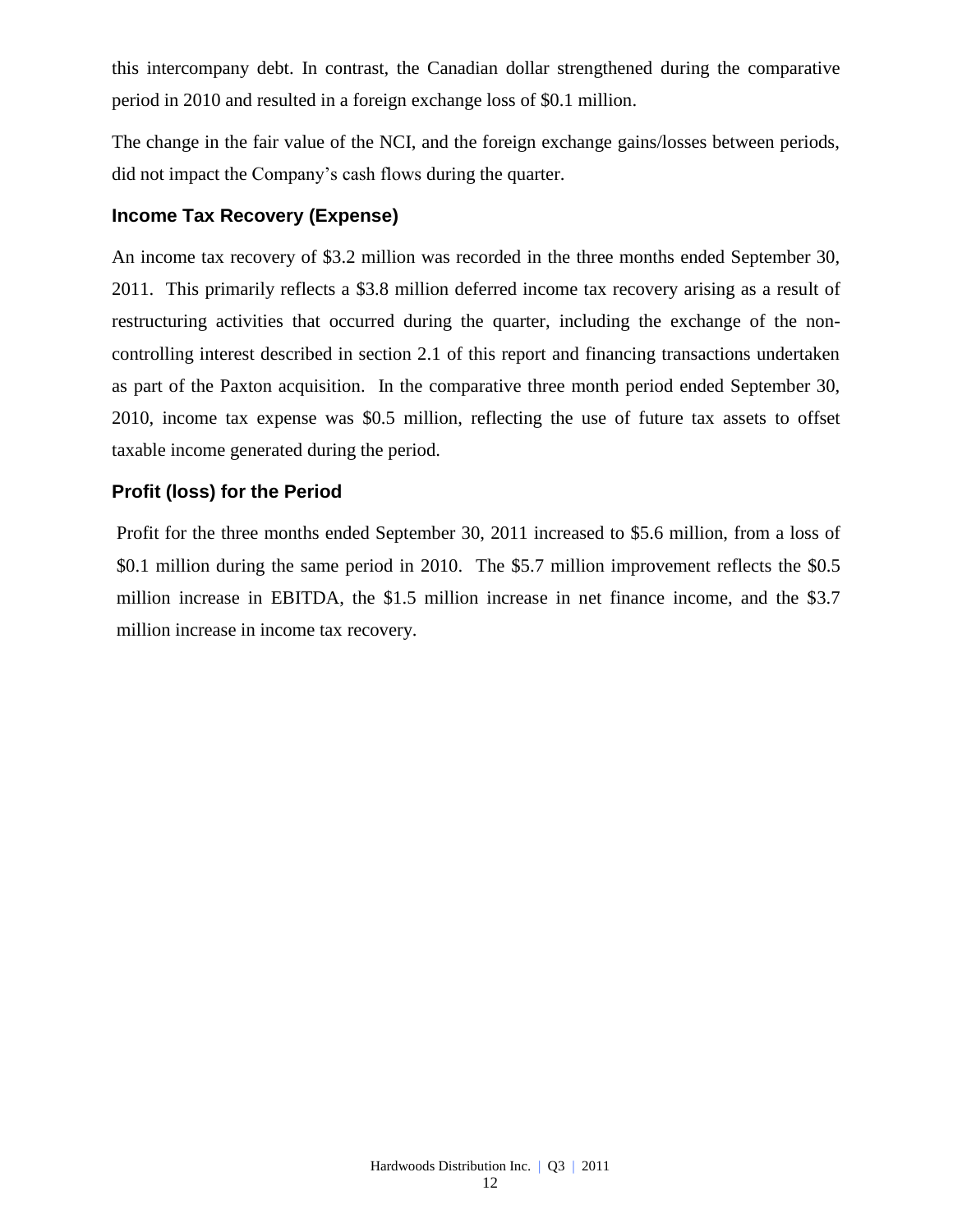this intercompany debt. In contrast, the Canadian dollar strengthened during the comparative period in 2010 and resulted in a foreign exchange loss of $0.1 million.

The change in the fair value of the NCI, and the foreign exchange gains/losses between periods, did not impact the Company's cash flows during the quarter.

### Income Tax Recovery (Expense)

An income tax recovery of $3.2 million was recorded in the three months ended September 30, 2011. This primarily reflects a $3.8 million deferred income tax recovery arising as a result of restructuring activities that occurred during the quarter, including the exchange of the non-controlling interest described in section 2.1 of this report and financing transactions undertaken as part of the Paxton acquisition. In the comparative three month period ended September 30, 2010, income tax expense was $0.5 million, reflecting the use of future tax assets to offset taxable income generated during the period.

### Profit (loss) for the Period

Profit for the three months ended September 30, 2011 increased to $5.6 million, from a loss of $0.1 million during the same period in 2010. The $5.7 million improvement reflects the $0.5 million increase in EBITDA, the $1.5 million increase in net finance income, and the $3.7 million increase in income tax recovery.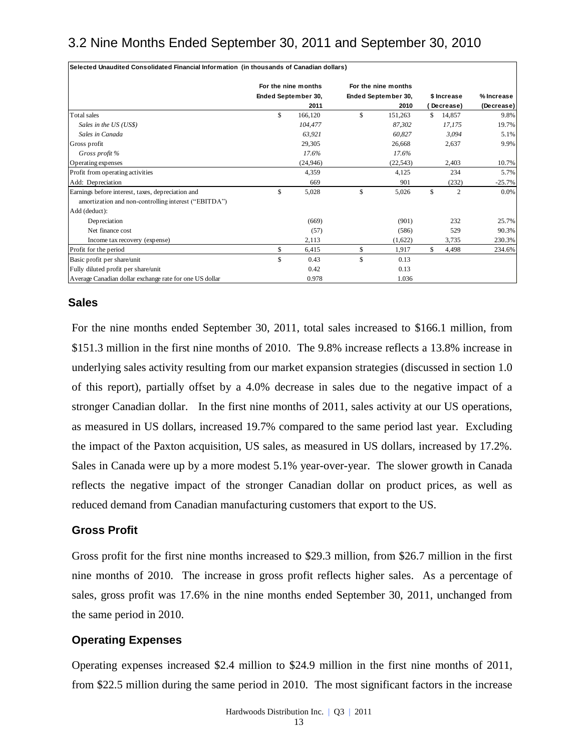## 3.2 Nine Months Ended September 30, 2011 and September 30, 2010

| Selected Unaudited Consolidated Financial Information (in thousands of Canadian dollars) | For the nine months Ended September 30, 2011 | For the nine months Ended September 30, 2010 | $ Increase (Decrease) | % Increase (Decrease) |
|---|---|---|---|---|
| Total sales | $ 166,120 | $ 151,263 | $ 14,857 | 9.8% |
| *Sales in the US (US$)* | *104,477* | *87,302* | *17,175* | 19.7% |
| *Sales in Canada* | *63,921* | *60,827* | *3,094* | 5.1% |
| Gross profit | 29,305 | 26,668 | 2,637 | 9.9% |
| *Gross profit %* | *17.6%* | *17.6%* | | |
| Operating expenses | (24,946) | (22,543) | 2,403 | 10.7% |
| Profit from operating activities | 4,359 | 4,125 | 234 | 5.7% |
| Add: Depreciation | 669 | 901 | (232) | -25.7% |
| Earnings before interest, taxes, depreciation and amortization and non-controlling interest ("EBITDA") | $ 5,028 | $ 5,026 | $ 2 | 0.0% |
| Add (deduct): | | | | |
| Depreciation | (669) | (901) | 232 | 25.7% |
| Net finance cost | (57) | (586) | 529 | 90.3% |
| Income tax recovery (expense) | 2,113 | (1,622) | 3,735 | 230.3% |
| Profit for the period | $ 6,415 | $ 1,917 | $ 4,498 | 234.6% |
| Basic profit per share/unit | $ 0.43 | $ 0.13 | | |
| Fully diluted profit per share/unit | 0.42 | 0.13 | | |
| Average Canadian dollar exchange rate for one US dollar | 0.978 | 1.036 | | |

### Sales

For the nine months ended September 30, 2011, total sales increased to $166.1 million, from $151.3 million in the first nine months of 2010. The 9.8% increase reflects a 13.8% increase in underlying sales activity resulting from our market expansion strategies (discussed in section 1.0 of this report), partially offset by a 4.0% decrease in sales due to the negative impact of a stronger Canadian dollar. In the first nine months of 2011, sales activity at our US operations, as measured in US dollars, increased 19.7% compared to the same period last year. Excluding the impact of the Paxton acquisition, US sales, as measured in US dollars, increased by 17.2%. Sales in Canada were up by a more modest 5.1% year-over-year. The slower growth in Canada reflects the negative impact of the stronger Canadian dollar on product prices, as well as reduced demand from Canadian manufacturing customers that export to the US.

### Gross Profit

Gross profit for the first nine months increased to $29.3 million, from $26.7 million in the first nine months of 2010. The increase in gross profit reflects higher sales. As a percentage of sales, gross profit was 17.6% in the nine months ended September 30, 2011, unchanged from the same period in 2010.

### Operating Expenses

Operating expenses increased $2.4 million to $24.9 million in the first nine months of 2011, from $22.5 million during the same period in 2010. The most significant factors in the increase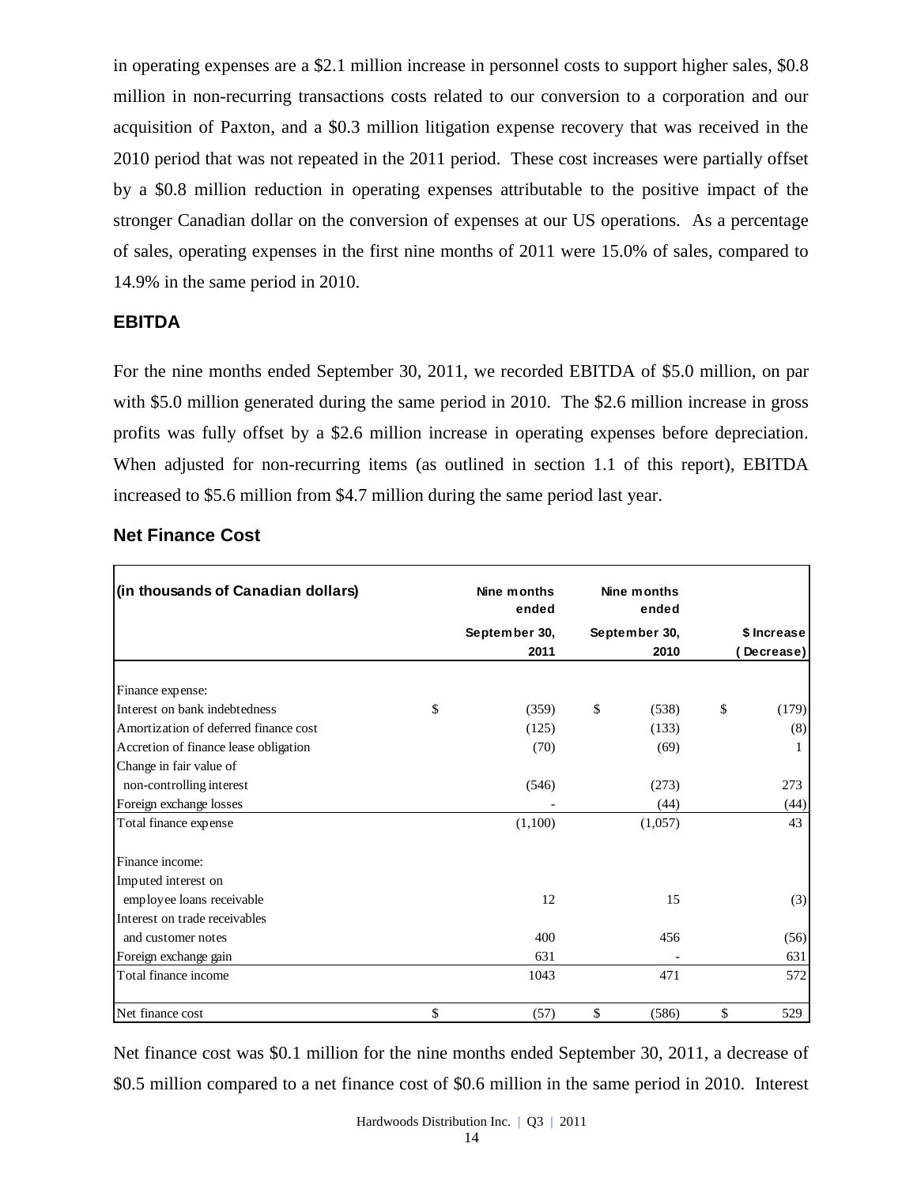in operating expenses are a $2.1 million increase in personnel costs to support higher sales, $0.8 million in non-recurring transactions costs related to our conversion to a corporation and our acquisition of Paxton, and a $0.3 million litigation expense recovery that was received in the 2010 period that was not repeated in the 2011 period. These cost increases were partially offset by a $0.8 million reduction in operating expenses attributable to the positive impact of the stronger Canadian dollar on the conversion of expenses at our US operations. As a percentage of sales, operating expenses in the first nine months of 2011 were 15.0% of sales, compared to 14.9% in the same period in 2010.

## EBITDA

For the nine months ended September 30, 2011, we recorded EBITDA of $5.0 million, on par with $5.0 million generated during the same period in 2010. The $2.6 million increase in gross profits was fully offset by a $2.6 million increase in operating expenses before depreciation. When adjusted for non-recurring items (as outlined in section 1.1 of this report), EBITDA increased to $5.6 million from $4.7 million during the same period last year.

## Net Finance Cost

| (in thousands of Canadian dollars) | Nine months ended September 30, 2011 | Nine months ended September 30, 2010 | $ Increase (Decrease) |
|---|---|---|---|
| Finance expense: | | | |
| Interest on bank indebtedness | $ (359) | $ (538) | $ (179) |
| Amortization of deferred finance cost | (125) | (133) | (8) |
| Accretion of finance lease obligation | (70) | (69) | 1 |
| Change in fair value of non-controlling interest | (546) | (273) | 273 |
| Foreign exchange losses | - | (44) | (44) |
| Total finance expense | (1,100) | (1,057) | 43 |
| Finance income: | | | |
| Imputed interest on employee loans receivable | 12 | 15 | (3) |
| Interest on trade receivables and customer notes | 400 | 456 | (56) |
| Foreign exchange gain | 631 | - | 631 |
| Total finance income | 1043 | 471 | 572 |
| Net finance cost | $ (57) | $ (586) | $ 529 |

Net finance cost was $0.1 million for the nine months ended September 30, 2011, a decrease of $0.5 million compared to a net finance cost of $0.6 million in the same period in 2010. Interest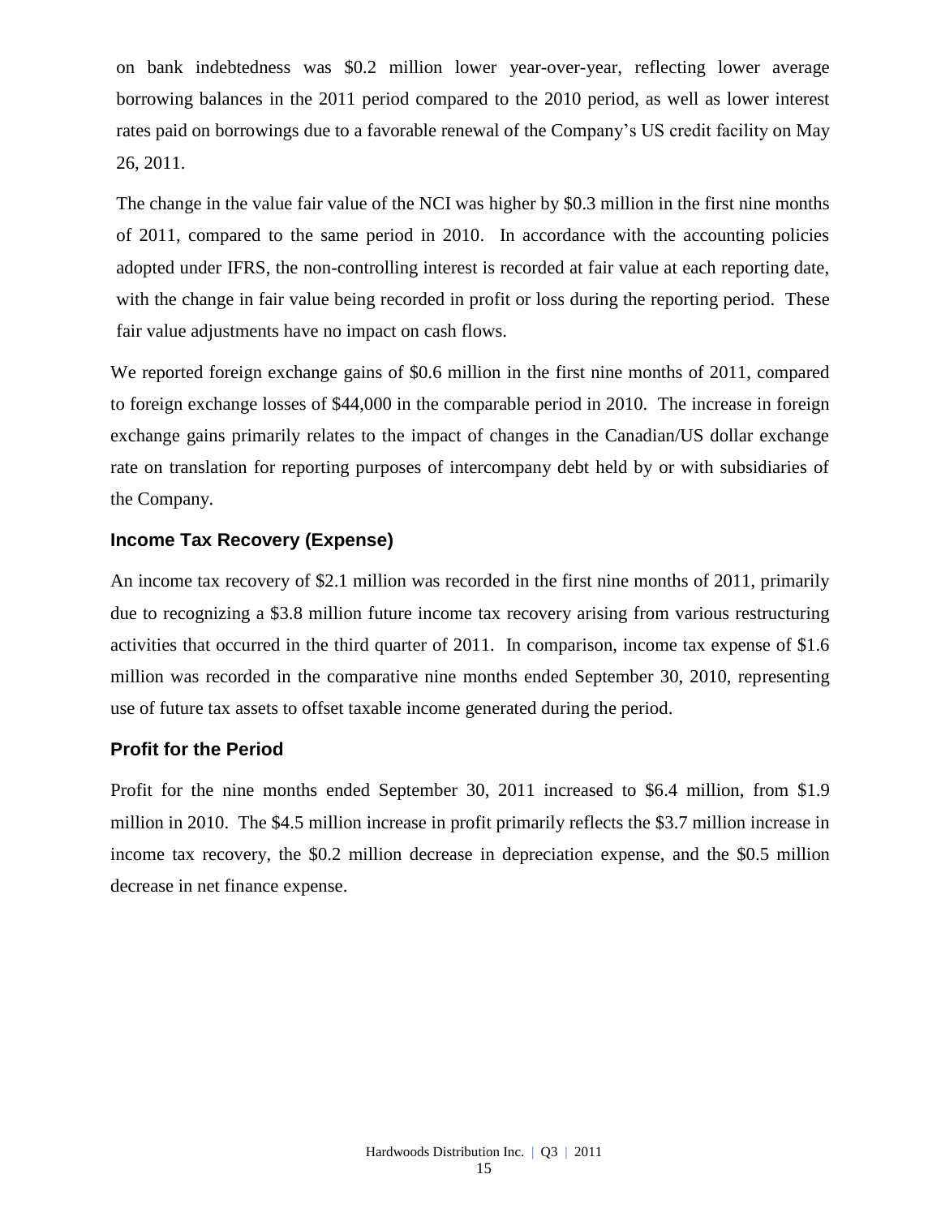on bank indebtedness was $0.2 million lower year-over-year, reflecting lower average borrowing balances in the 2011 period compared to the 2010 period, as well as lower interest rates paid on borrowings due to a favorable renewal of the Company's US credit facility on May 26, 2011.

The change in the value fair value of the NCI was higher by $0.3 million in the first nine months of 2011, compared to the same period in 2010. In accordance with the accounting policies adopted under IFRS, the non-controlling interest is recorded at fair value at each reporting date, with the change in fair value being recorded in profit or loss during the reporting period. These fair value adjustments have no impact on cash flows.

We reported foreign exchange gains of $0.6 million in the first nine months of 2011, compared to foreign exchange losses of $44,000 in the comparable period in 2010. The increase in foreign exchange gains primarily relates to the impact of changes in the Canadian/US dollar exchange rate on translation for reporting purposes of intercompany debt held by or with subsidiaries of the Company.

### Income Tax Recovery (Expense)

An income tax recovery of $2.1 million was recorded in the first nine months of 2011, primarily due to recognizing a $3.8 million future income tax recovery arising from various restructuring activities that occurred in the third quarter of 2011. In comparison, income tax expense of $1.6 million was recorded in the comparative nine months ended September 30, 2010, representing use of future tax assets to offset taxable income generated during the period.

### Profit for the Period

Profit for the nine months ended September 30, 2011 increased to $6.4 million, from $1.9 million in 2010. The $4.5 million increase in profit primarily reflects the $3.7 million increase in income tax recovery, the $0.2 million decrease in depreciation expense, and the $0.5 million decrease in net finance expense.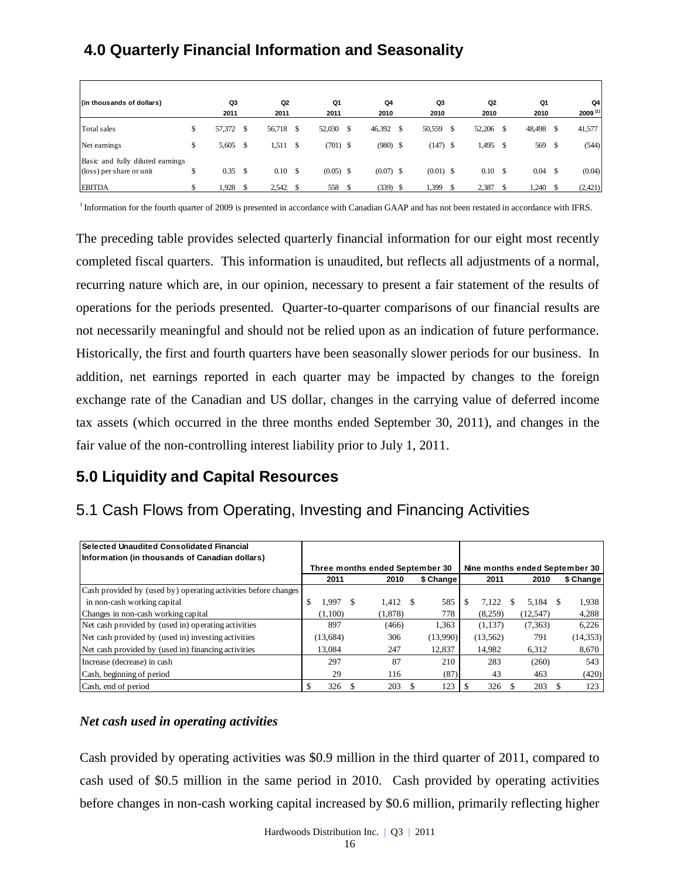## 4.0 Quarterly Financial Information and Seasonality

| (in thousands of dollars) | Q3 2011 | Q2 2011 | Q1 2011 | Q4 2010 | Q3 2010 | Q2 2010 | Q1 2010 | Q4 2009 [1] |
|---|---|---|---|---|---|---|---|---|
| Total sales | $ 57,372 | $ 56,718 | $ 52,030 | $ 46,392 | $ 50,559 | $ 52,206 | $ 48,498 | $ 41,577 |
| Net earnings | $ 5,605 | $ 1,511 | $ (701) | $ (980) | $ (147) | $ 1,495 | $ 569 | $ (544) |
| Basic and fully diluted earnings (loss) per share or unit | $ 0.35 | $ 0.10 | $ (0.05) | $ (0.07) | $ (0.01) | $ 0.10 | $ 0.04 | $ (0.04) |
| EBITDA | $ 1,928 | $ 2,542 | $ 558 | $ (339) | $ 1,399 | $ 2,387 | $ 1,240 | $ (2,421) |

[1] Information for the fourth quarter of 2009 is presented in accordance with Canadian GAAP and has not been restated in accordance with IFRS.

The preceding table provides selected quarterly financial information for our eight most recently completed fiscal quarters. This information is unaudited, but reflects all adjustments of a normal, recurring nature which are, in our opinion, necessary to present a fair statement of the results of operations for the periods presented. Quarter-to-quarter comparisons of our financial results are not necessarily meaningful and should not be relied upon as an indication of future performance. Historically, the first and fourth quarters have been seasonally slower periods for our business. In addition, net earnings reported in each quarter may be impacted by changes to the foreign exchange rate of the Canadian and US dollar, changes in the carrying value of deferred income tax assets (which occurred in the three months ended September 30, 2011), and changes in the fair value of the non-controlling interest liability prior to July 1, 2011.

## 5.0 Liquidity and Capital Resources

### 5.1 Cash Flows from Operating, Investing and Financing Activities

| Selected Unaudited Consolidated Financial Information (in thousands of Canadian dollars) | Three months ended September 30 | | | Nine months ended September 30 | | |
|---|---|---|---|---|---|---|
| | 2011 | 2010 | $ Change | 2011 | 2010 | $ Change |
| Cash provided by (used by) operating activities before changes in non-cash working capital | $ 1,997 | $ 1,412 | $ 585 | $ 7,122 | $ 5,184 | $ 1,938 |
| Changes in non-cash working capital | (1,100) | (1,878) | 778 | (8,259) | (12,547) | 4,288 |
| Net cash provided by (used in) operating activities | 897 | (466) | 1,363 | (1,137) | (7,363) | 6,226 |
| Net cash provided by (used in) investing activities | (13,684) | 306 | (13,990) | (13,562) | 791 | (14,353) |
| Net cash provided by (used in) financing activities | 13,084 | 247 | 12,837 | 14,982 | 6,312 | 8,670 |
| Increase (decrease) in cash | 297 | 87 | 210 | 283 | (260) | 543 |
| Cash, beginning of period | 29 | 116 | (87) | 43 | 463 | (420) |
| Cash, end of period | $ 326 | $ 203 | $ 123 | $ 326 | $ 203 | $ 123 |

***Net cash used in operating activities***

Cash provided by operating activities was $0.9 million in the third quarter of 2011, compared to cash used of $0.5 million in the same period in 2010. Cash provided by operating activities before changes in non-cash working capital increased by $0.6 million, primarily reflecting higher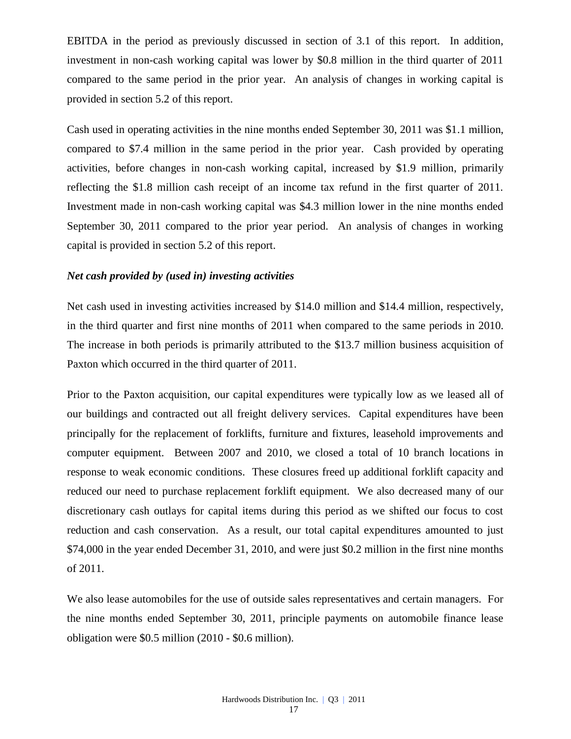EBITDA in the period as previously discussed in section of 3.1 of this report. In addition, investment in non-cash working capital was lower by $0.8 million in the third quarter of 2011 compared to the same period in the prior year. An analysis of changes in working capital is provided in section 5.2 of this report.

Cash used in operating activities in the nine months ended September 30, 2011 was $1.1 million, compared to $7.4 million in the same period in the prior year. Cash provided by operating activities, before changes in non-cash working capital, increased by $1.9 million, primarily reflecting the $1.8 million cash receipt of an income tax refund in the first quarter of 2011. Investment made in non-cash working capital was $4.3 million lower in the nine months ended September 30, 2011 compared to the prior year period. An analysis of changes in working capital is provided in section 5.2 of this report.

***Net cash provided by (used in) investing activities***

Net cash used in investing activities increased by $14.0 million and $14.4 million, respectively, in the third quarter and first nine months of 2011 when compared to the same periods in 2010. The increase in both periods is primarily attributed to the $13.7 million business acquisition of Paxton which occurred in the third quarter of 2011.

Prior to the Paxton acquisition, our capital expenditures were typically low as we leased all of our buildings and contracted out all freight delivery services. Capital expenditures have been principally for the replacement of forklifts, furniture and fixtures, leasehold improvements and computer equipment. Between 2007 and 2010, we closed a total of 10 branch locations in response to weak economic conditions. These closures freed up additional forklift capacity and reduced our need to purchase replacement forklift equipment. We also decreased many of our discretionary cash outlays for capital items during this period as we shifted our focus to cost reduction and cash conservation. As a result, our total capital expenditures amounted to just $74,000 in the year ended December 31, 2010, and were just $0.2 million in the first nine months of 2011.

We also lease automobiles for the use of outside sales representatives and certain managers. For the nine months ended September 30, 2011, principle payments on automobile finance lease obligation were $0.5 million (2010 - $0.6 million).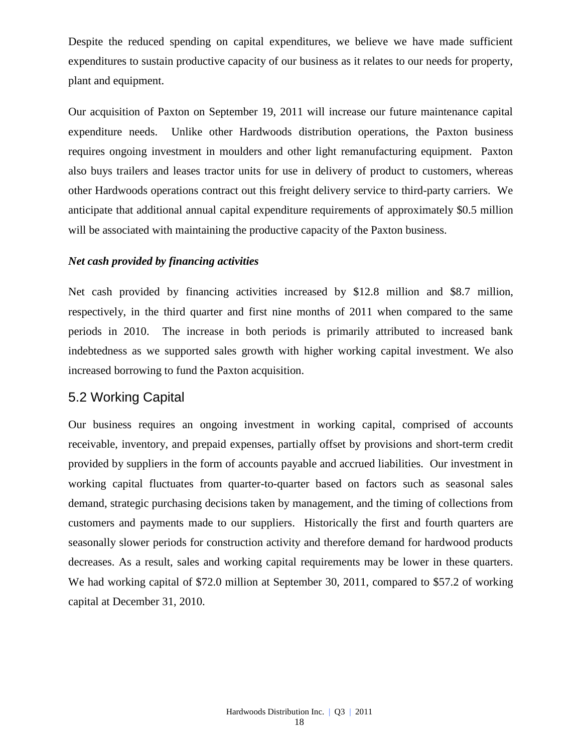Despite the reduced spending on capital expenditures, we believe we have made sufficient expenditures to sustain productive capacity of our business as it relates to our needs for property, plant and equipment.

Our acquisition of Paxton on September 19, 2011 will increase our future maintenance capital expenditure needs. Unlike other Hardwoods distribution operations, the Paxton business requires ongoing investment in moulders and other light remanufacturing equipment. Paxton also buys trailers and leases tractor units for use in delivery of product to customers, whereas other Hardwoods operations contract out this freight delivery service to third-party carriers. We anticipate that additional annual capital expenditure requirements of approximately $0.5 million will be associated with maintaining the productive capacity of the Paxton business.

***Net cash provided by financing activities***

Net cash provided by financing activities increased by $12.8 million and $8.7 million, respectively, in the third quarter and first nine months of 2011 when compared to the same periods in 2010. The increase in both periods is primarily attributed to increased bank indebtedness as we supported sales growth with higher working capital investment. We also increased borrowing to fund the Paxton acquisition.

## 5.2 Working Capital

Our business requires an ongoing investment in working capital, comprised of accounts receivable, inventory, and prepaid expenses, partially offset by provisions and short-term credit provided by suppliers in the form of accounts payable and accrued liabilities. Our investment in working capital fluctuates from quarter-to-quarter based on factors such as seasonal sales demand, strategic purchasing decisions taken by management, and the timing of collections from customers and payments made to our suppliers. Historically the first and fourth quarters are seasonally slower periods for construction activity and therefore demand for hardwood products decreases. As a result, sales and working capital requirements may be lower in these quarters. We had working capital of $72.0 million at September 30, 2011, compared to $57.2 of working capital at December 31, 2010.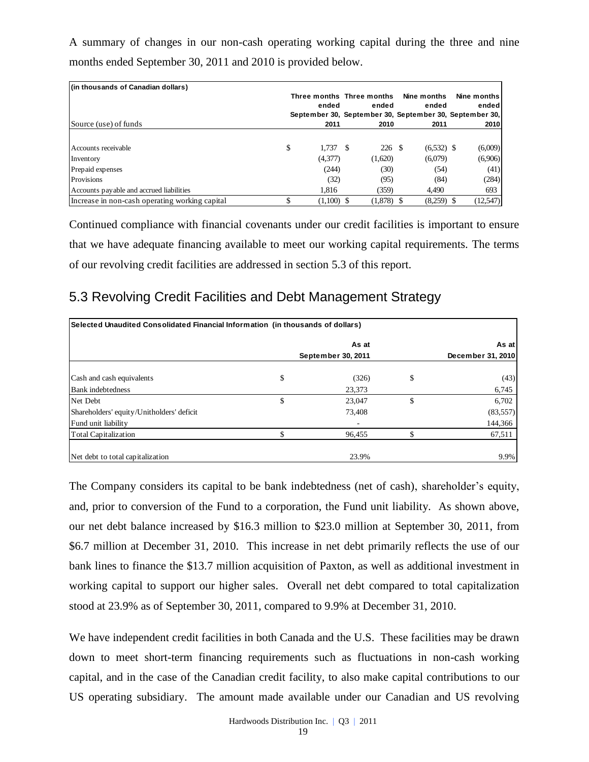A summary of changes in our non-cash operating working capital during the three and nine months ended September 30, 2011 and 2010 is provided below.

| (in thousands of Canadian dollars) | | | | |
|---|---|---|---|---|
| | Three months ended September 30, | Three months ended September 30, | Nine months ended September 30, | Nine months ended September 30, |
| Source (use) of funds | 2011 | 2010 | 2011 | 2010 |
| Accounts receivable | $ 1,737 | $ 226 | $ (6,532) | $ (6,009) |
| Inventory | (4,377) | (1,620) | (6,079) | (6,906) |
| Prepaid expenses | (244) | (30) | (54) | (41) |
| Provisions | (32) | (95) | (84) | (284) |
| Accounts payable and accrued liabilities | 1,816 | (359) | 4,490 | 693 |
| Increase in non-cash operating working capital | $ (1,100) | $ (1,878) | $ (8,259) | $ (12,547) |

Continued compliance with financial covenants under our credit facilities is important to ensure that we have adequate financing available to meet our working capital requirements. The terms of our revolving credit facilities are addressed in section 5.3 of this report.

## 5.3 Revolving Credit Facilities and Debt Management Strategy

| Selected Unaudited Consolidated Financial Information (in thousands of dollars) | | |
|---|---|---|
| | As at September 30, 2011 | As at December 31, 2010 |
| Cash and cash equivalents | $ (326) | $ (43) |
| Bank indebtedness | 23,373 | 6,745 |
| Net Debt | $ 23,047 | $ 6,702 |
| Shareholders' equity/Unitholders' deficit | 73,408 | (83,557) |
| Fund unit liability | - | 144,366 |
| Total Capitalization | $ 96,455 | $ 67,511 |
| Net debt to total capitalization | 23.9% | 9.9% |

The Company considers its capital to be bank indebtedness (net of cash), shareholder's equity, and, prior to conversion of the Fund to a corporation, the Fund unit liability. As shown above, our net debt balance increased by \$16.3 million to \$23.0 million at September 30, 2011, from \$6.7 million at December 31, 2010. This increase in net debt primarily reflects the use of our bank lines to finance the \$13.7 million acquisition of Paxton, as well as additional investment in working capital to support our higher sales. Overall net debt compared to total capitalization stood at 23.9% as of September 30, 2011, compared to 9.9% at December 31, 2010.

We have independent credit facilities in both Canada and the U.S. These facilities may be drawn down to meet short-term financing requirements such as fluctuations in non-cash working capital, and in the case of the Canadian credit facility, to also make capital contributions to our US operating subsidiary. The amount made available under our Canadian and US revolving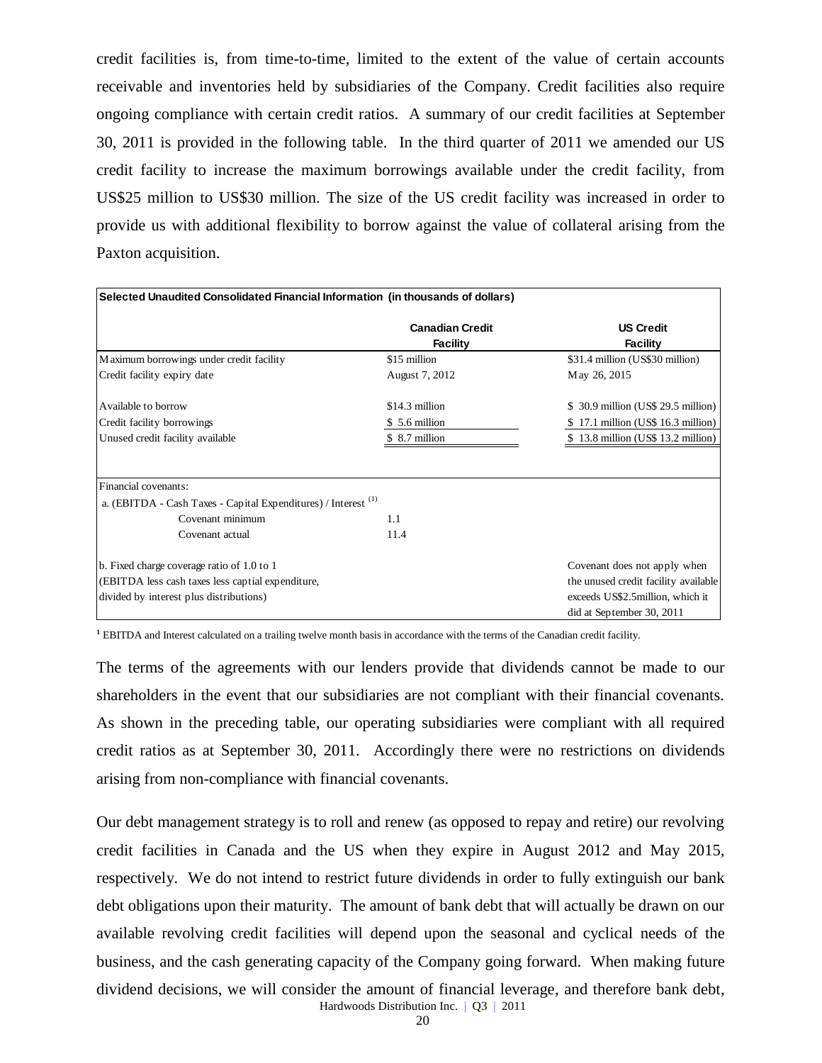credit facilities is, from time-to-time, limited to the extent of the value of certain accounts receivable and inventories held by subsidiaries of the Company. Credit facilities also require ongoing compliance with certain credit ratios. A summary of our credit facilities at September 30, 2011 is provided in the following table. In the third quarter of 2011 we amended our US credit facility to increase the maximum borrowings available under the credit facility, from US$25 million to US$30 million. The size of the US credit facility was increased in order to provide us with additional flexibility to borrow against the value of collateral arising from the Paxton acquisition.

| **Selected Unaudited Consolidated Financial Information (in thousands of dollars)** | | |
|---|---|---|
| | **Canadian Credit Facility** | **US Credit Facility** |
| Maximum borrowings under credit facility | $15 million | $31.4 million (US$30 million) |
| Credit facility expiry date | August 7, 2012 | May 26, 2015 |
| Available to borrow | $14.3 million | $ 30.9 million (US$ 29.5 million) |
| Credit facility borrowings | $ 5.6 million | $ 17.1 million (US$ 16.3 million) |
| Unused credit facility available | $ 8.7 million | $ 13.8 million (US$ 13.2 million) |
| Financial covenants: | | |
| a. (EBITDA - Cash Taxes - Capital Expenditures) / Interest [1] | | |
| Covenant minimum | 1.1 | |
| Covenant actual | 11.4 | |
| b. Fixed charge coverage ratio of 1.0 to 1 (EBITDA less cash taxes less captial expenditure, divided by interest plus distributions) | | Covenant does not apply when the unused credit facility available exceeds US$2.5million, which it did at September 30, 2011 |

[1] EBITDA and Interest calculated on a trailing twelve month basis in accordance with the terms of the Canadian credit facility.

The terms of the agreements with our lenders provide that dividends cannot be made to our shareholders in the event that our subsidiaries are not compliant with their financial covenants. As shown in the preceding table, our operating subsidiaries were compliant with all required credit ratios as at September 30, 2011. Accordingly there were no restrictions on dividends arising from non-compliance with financial covenants.

Our debt management strategy is to roll and renew (as opposed to repay and retire) our revolving credit facilities in Canada and the US when they expire in August 2012 and May 2015, respectively. We do not intend to restrict future dividends in order to fully extinguish our bank debt obligations upon their maturity. The amount of bank debt that will actually be drawn on our available revolving credit facilities will depend upon the seasonal and cyclical needs of the business, and the cash generating capacity of the Company going forward. When making future dividend decisions, we will consider the amount of financial leverage, and therefore bank debt,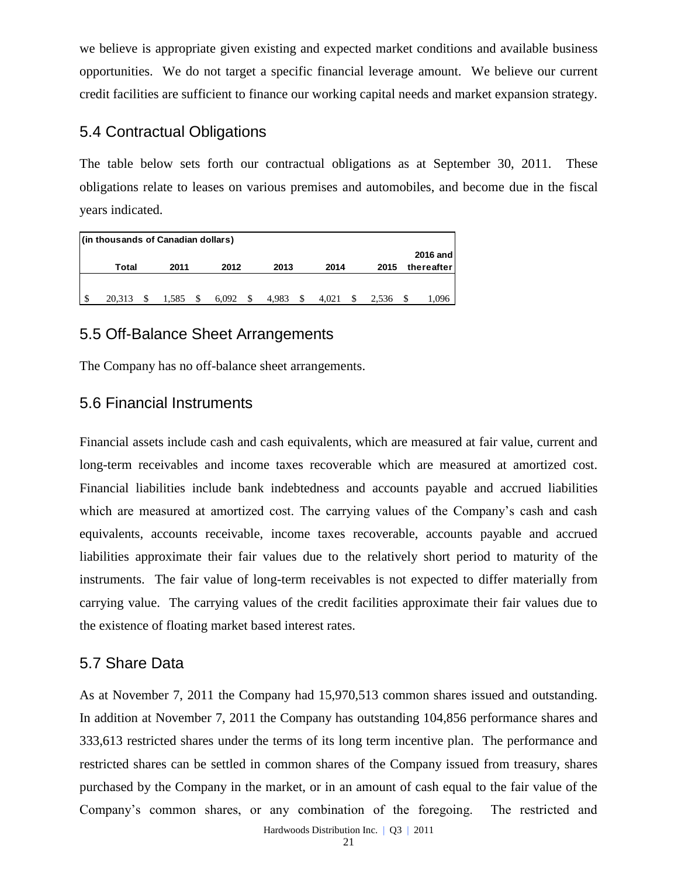we believe is appropriate given existing and expected market conditions and available business opportunities. We do not target a specific financial leverage amount. We believe our current credit facilities are sufficient to finance our working capital needs and market expansion strategy.

## 5.4 Contractual Obligations

The table below sets forth our contractual obligations as at September 30, 2011. These obligations relate to leases on various premises and automobiles, and become due in the fiscal years indicated.

| (in thousands of Canadian dollars) | | | | | | |
|---|---|---|---|---|---|---|
| Total | 2011 | 2012 | 2013 | 2014 | 2015 | 2016 and thereafter |
| $ 20,313 | $ 1,585 | $ 6,092 | $ 4,983 | $ 4,021 | $ 2,536 | $ 1,096 |

## 5.5 Off-Balance Sheet Arrangements

The Company has no off-balance sheet arrangements.

## 5.6 Financial Instruments

Financial assets include cash and cash equivalents, which are measured at fair value, current and long-term receivables and income taxes recoverable which are measured at amortized cost. Financial liabilities include bank indebtedness and accounts payable and accrued liabilities which are measured at amortized cost. The carrying values of the Company's cash and cash equivalents, accounts receivable, income taxes recoverable, accounts payable and accrued liabilities approximate their fair values due to the relatively short period to maturity of the instruments. The fair value of long-term receivables is not expected to differ materially from carrying value. The carrying values of the credit facilities approximate their fair values due to the existence of floating market based interest rates.

## 5.7 Share Data

As at November 7, 2011 the Company had 15,970,513 common shares issued and outstanding. In addition at November 7, 2011 the Company has outstanding 104,856 performance shares and 333,613 restricted shares under the terms of its long term incentive plan. The performance and restricted shares can be settled in common shares of the Company issued from treasury, shares purchased by the Company in the market, or in an amount of cash equal to the fair value of the Company's common shares, or any combination of the foregoing. The restricted and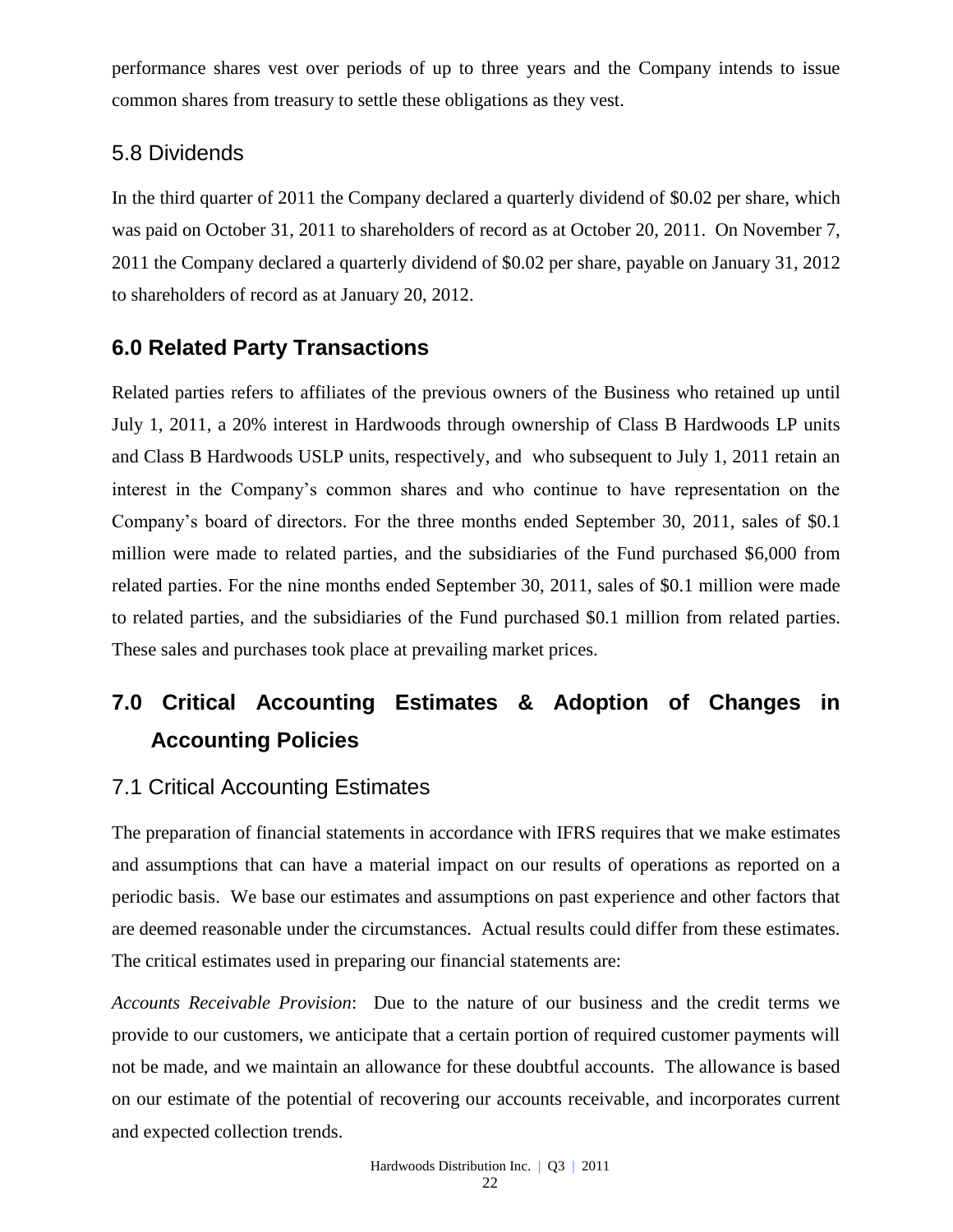performance shares vest over periods of up to three years and the Company intends to issue common shares from treasury to settle these obligations as they vest.

### 5.8 Dividends

In the third quarter of 2011 the Company declared a quarterly dividend of $0.02 per share, which was paid on October 31, 2011 to shareholders of record as at October 20, 2011. On November 7, 2011 the Company declared a quarterly dividend of $0.02 per share, payable on January 31, 2012 to shareholders of record as at January 20, 2012.

## 6.0 Related Party Transactions

Related parties refers to affiliates of the previous owners of the Business who retained up until July 1, 2011, a 20% interest in Hardwoods through ownership of Class B Hardwoods LP units and Class B Hardwoods USLP units, respectively, and who subsequent to July 1, 2011 retain an interest in the Company's common shares and who continue to have representation on the Company's board of directors. For the three months ended September 30, 2011, sales of $0.1 million were made to related parties, and the subsidiaries of the Fund purchased $6,000 from related parties. For the nine months ended September 30, 2011, sales of $0.1 million were made to related parties, and the subsidiaries of the Fund purchased $0.1 million from related parties. These sales and purchases took place at prevailing market prices.

## 7.0 Critical Accounting Estimates & Adoption of Changes in Accounting Policies

### 7.1 Critical Accounting Estimates

The preparation of financial statements in accordance with IFRS requires that we make estimates and assumptions that can have a material impact on our results of operations as reported on a periodic basis. We base our estimates and assumptions on past experience and other factors that are deemed reasonable under the circumstances. Actual results could differ from these estimates. The critical estimates used in preparing our financial statements are:

*Accounts Receivable Provision*: Due to the nature of our business and the credit terms we provide to our customers, we anticipate that a certain portion of required customer payments will not be made, and we maintain an allowance for these doubtful accounts. The allowance is based on our estimate of the potential of recovering our accounts receivable, and incorporates current and expected collection trends.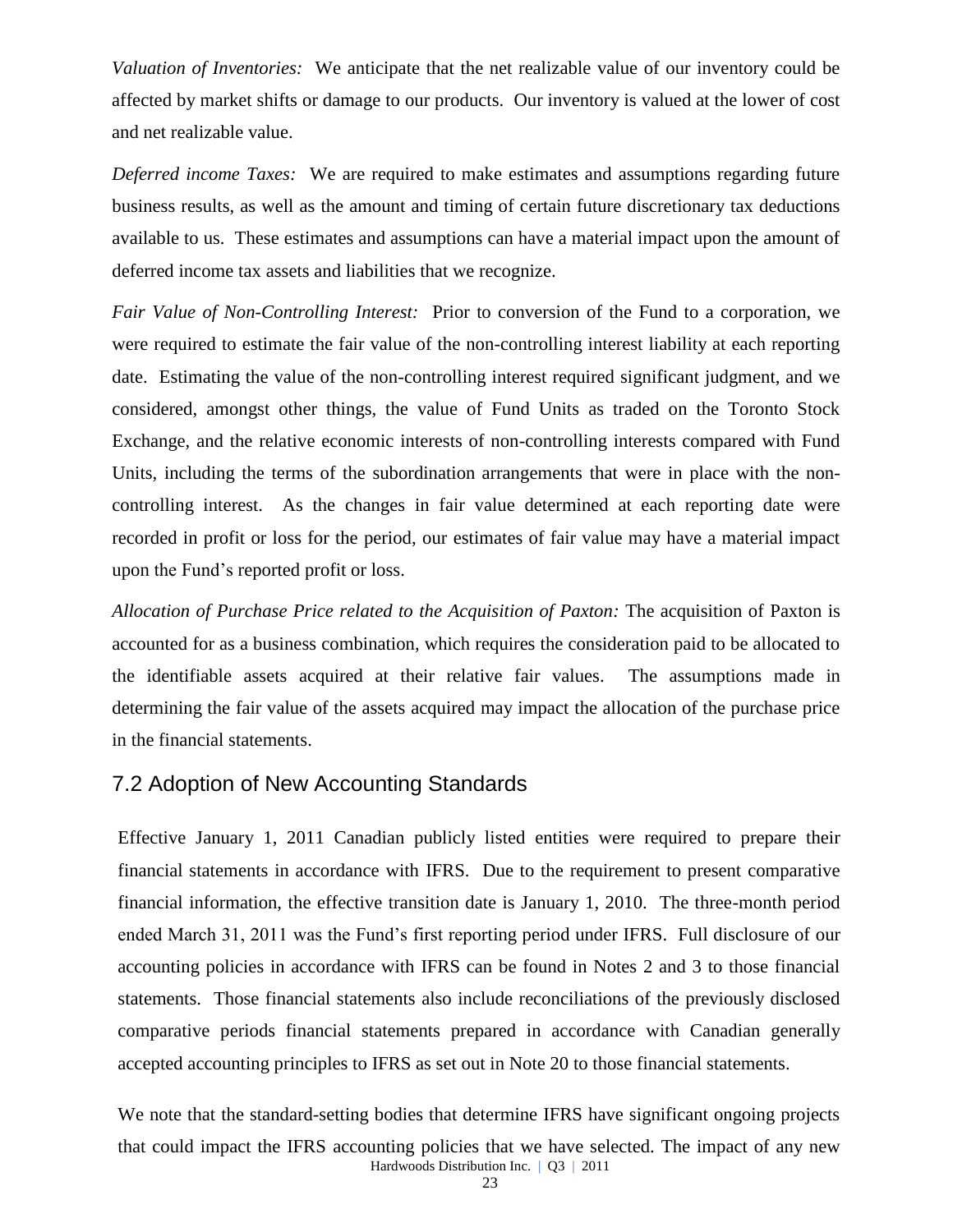*Valuation of Inventories:* We anticipate that the net realizable value of our inventory could be affected by market shifts or damage to our products. Our inventory is valued at the lower of cost and net realizable value.

*Deferred income Taxes:* We are required to make estimates and assumptions regarding future business results, as well as the amount and timing of certain future discretionary tax deductions available to us. These estimates and assumptions can have a material impact upon the amount of deferred income tax assets and liabilities that we recognize.

*Fair Value of Non-Controlling Interest:* Prior to conversion of the Fund to a corporation, we were required to estimate the fair value of the non-controlling interest liability at each reporting date. Estimating the value of the non-controlling interest required significant judgment, and we considered, amongst other things, the value of Fund Units as traded on the Toronto Stock Exchange, and the relative economic interests of non-controlling interests compared with Fund Units, including the terms of the subordination arrangements that were in place with the non-controlling interest. As the changes in fair value determined at each reporting date were recorded in profit or loss for the period, our estimates of fair value may have a material impact upon the Fund's reported profit or loss.

*Allocation of Purchase Price related to the Acquisition of Paxton:* The acquisition of Paxton is accounted for as a business combination, which requires the consideration paid to be allocated to the identifiable assets acquired at their relative fair values. The assumptions made in determining the fair value of the assets acquired may impact the allocation of the purchase price in the financial statements.

## 7.2 Adoption of New Accounting Standards

Effective January 1, 2011 Canadian publicly listed entities were required to prepare their financial statements in accordance with IFRS. Due to the requirement to present comparative financial information, the effective transition date is January 1, 2010. The three-month period ended March 31, 2011 was the Fund's first reporting period under IFRS. Full disclosure of our accounting policies in accordance with IFRS can be found in Notes 2 and 3 to those financial statements. Those financial statements also include reconciliations of the previously disclosed comparative periods financial statements prepared in accordance with Canadian generally accepted accounting principles to IFRS as set out in Note 20 to those financial statements.

We note that the standard-setting bodies that determine IFRS have significant ongoing projects that could impact the IFRS accounting policies that we have selected. The impact of any new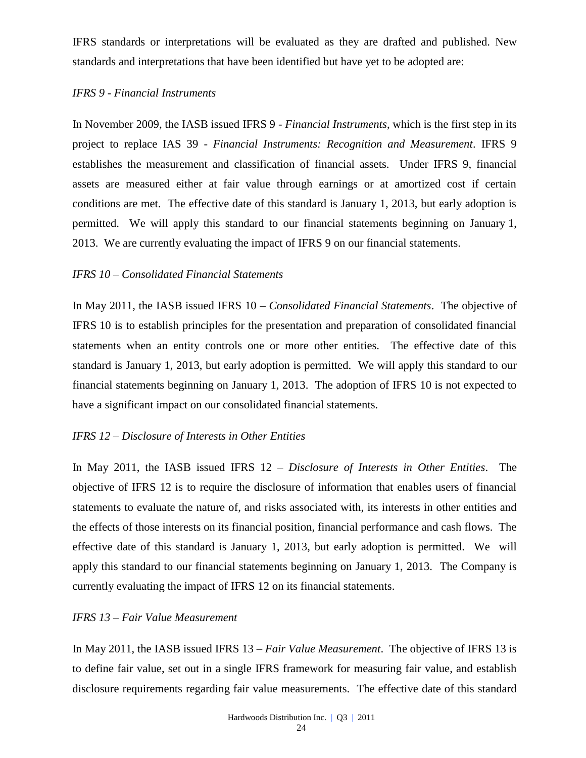IFRS standards or interpretations will be evaluated as they are drafted and published. New standards and interpretations that have been identified but have yet to be adopted are:

*IFRS 9 - Financial Instruments*

In November 2009, the IASB issued IFRS 9 - *Financial Instruments*, which is the first step in its project to replace IAS 39 - *Financial Instruments: Recognition and Measurement*. IFRS 9 establishes the measurement and classification of financial assets. Under IFRS 9, financial assets are measured either at fair value through earnings or at amortized cost if certain conditions are met. The effective date of this standard is January 1, 2013, but early adoption is permitted. We will apply this standard to our financial statements beginning on January 1, 2013. We are currently evaluating the impact of IFRS 9 on our financial statements.

*IFRS 10 – Consolidated Financial Statements*

In May 2011, the IASB issued IFRS 10 – *Consolidated Financial Statements*. The objective of IFRS 10 is to establish principles for the presentation and preparation of consolidated financial statements when an entity controls one or more other entities. The effective date of this standard is January 1, 2013, but early adoption is permitted. We will apply this standard to our financial statements beginning on January 1, 2013. The adoption of IFRS 10 is not expected to have a significant impact on our consolidated financial statements.

*IFRS 12 – Disclosure of Interests in Other Entities*

In May 2011, the IASB issued IFRS 12 – *Disclosure of Interests in Other Entities*. The objective of IFRS 12 is to require the disclosure of information that enables users of financial statements to evaluate the nature of, and risks associated with, its interests in other entities and the effects of those interests on its financial position, financial performance and cash flows. The effective date of this standard is January 1, 2013, but early adoption is permitted. We will apply this standard to our financial statements beginning on January 1, 2013. The Company is currently evaluating the impact of IFRS 12 on its financial statements.

*IFRS 13 – Fair Value Measurement*

In May 2011, the IASB issued IFRS 13 – *Fair Value Measurement*. The objective of IFRS 13 is to define fair value, set out in a single IFRS framework for measuring fair value, and establish disclosure requirements regarding fair value measurements. The effective date of this standard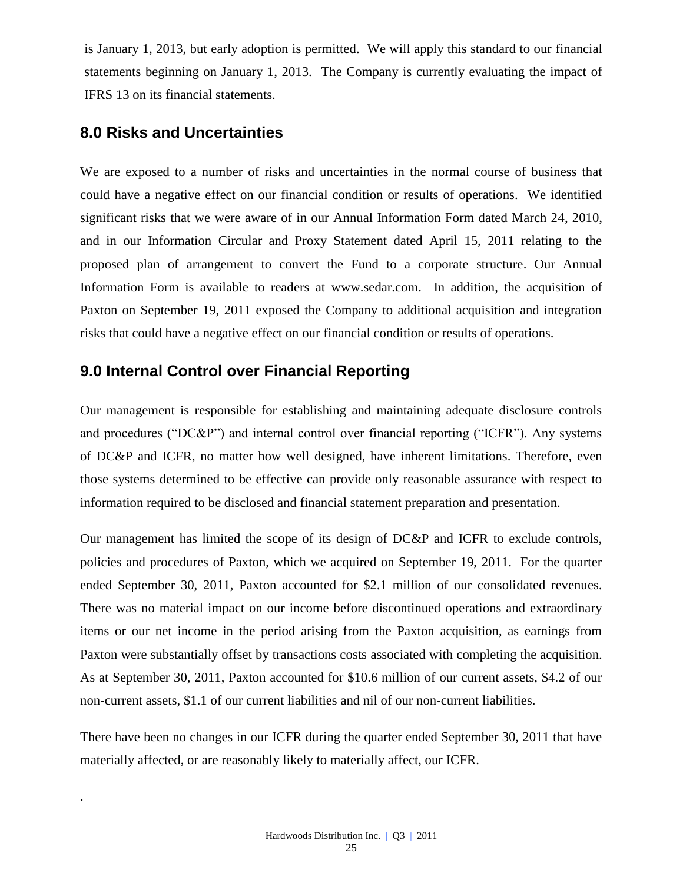is January 1, 2013, but early adoption is permitted. We will apply this standard to our financial statements beginning on January 1, 2013. The Company is currently evaluating the impact of IFRS 13 on its financial statements.

## 8.0 Risks and Uncertainties

We are exposed to a number of risks and uncertainties in the normal course of business that could have a negative effect on our financial condition or results of operations. We identified significant risks that we were aware of in our Annual Information Form dated March 24, 2010, and in our Information Circular and Proxy Statement dated April 15, 2011 relating to the proposed plan of arrangement to convert the Fund to a corporate structure. Our Annual Information Form is available to readers at www.sedar.com. In addition, the acquisition of Paxton on September 19, 2011 exposed the Company to additional acquisition and integration risks that could have a negative effect on our financial condition or results of operations.

## 9.0 Internal Control over Financial Reporting

Our management is responsible for establishing and maintaining adequate disclosure controls and procedures ("DC&P") and internal control over financial reporting ("ICFR"). Any systems of DC&P and ICFR, no matter how well designed, have inherent limitations. Therefore, even those systems determined to be effective can provide only reasonable assurance with respect to information required to be disclosed and financial statement preparation and presentation.

Our management has limited the scope of its design of DC&P and ICFR to exclude controls, policies and procedures of Paxton, which we acquired on September 19, 2011. For the quarter ended September 30, 2011, Paxton accounted for $2.1 million of our consolidated revenues. There was no material impact on our income before discontinued operations and extraordinary items or our net income in the period arising from the Paxton acquisition, as earnings from Paxton were substantially offset by transactions costs associated with completing the acquisition. As at September 30, 2011, Paxton accounted for $10.6 million of our current assets, $4.2 of our non-current assets, $1.1 of our current liabilities and nil of our non-current liabilities.

There have been no changes in our ICFR during the quarter ended September 30, 2011 that have materially affected, or are reasonably likely to materially affect, our ICFR.

.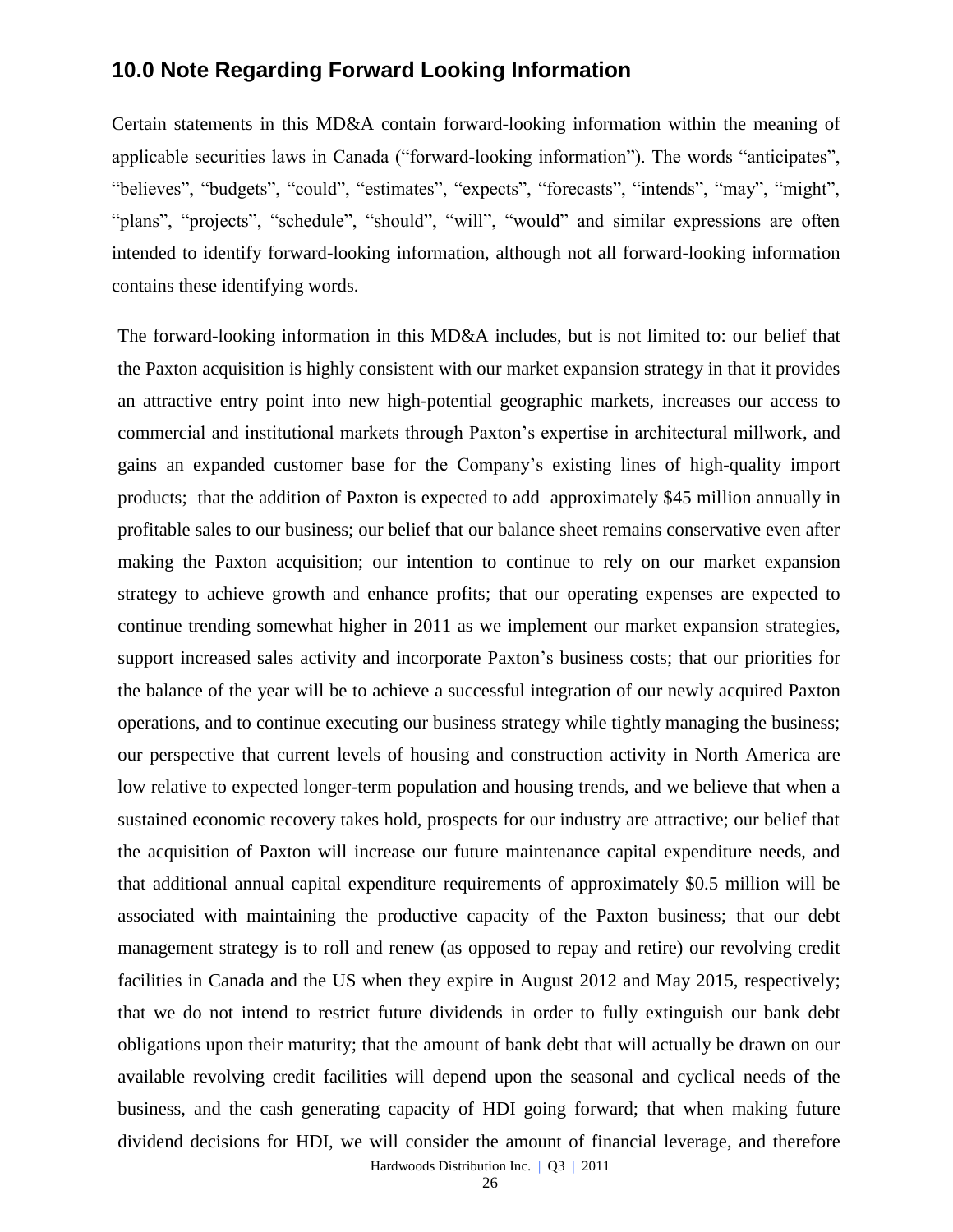## 10.0 Note Regarding Forward Looking Information

Certain statements in this MD&A contain forward-looking information within the meaning of applicable securities laws in Canada ("forward-looking information"). The words "anticipates", "believes", "budgets", "could", "estimates", "expects", "forecasts", "intends", "may", "might", "plans", "projects", "schedule", "should", "will", "would" and similar expressions are often intended to identify forward-looking information, although not all forward-looking information contains these identifying words.

The forward-looking information in this MD&A includes, but is not limited to: our belief that the Paxton acquisition is highly consistent with our market expansion strategy in that it provides an attractive entry point into new high-potential geographic markets, increases our access to commercial and institutional markets through Paxton's expertise in architectural millwork, and gains an expanded customer base for the Company's existing lines of high-quality import products; that the addition of Paxton is expected to add approximately $45 million annually in profitable sales to our business; our belief that our balance sheet remains conservative even after making the Paxton acquisition; our intention to continue to rely on our market expansion strategy to achieve growth and enhance profits; that our operating expenses are expected to continue trending somewhat higher in 2011 as we implement our market expansion strategies, support increased sales activity and incorporate Paxton's business costs; that our priorities for the balance of the year will be to achieve a successful integration of our newly acquired Paxton operations, and to continue executing our business strategy while tightly managing the business; our perspective that current levels of housing and construction activity in North America are low relative to expected longer-term population and housing trends, and we believe that when a sustained economic recovery takes hold, prospects for our industry are attractive; our belief that the acquisition of Paxton will increase our future maintenance capital expenditure needs, and that additional annual capital expenditure requirements of approximately $0.5 million will be associated with maintaining the productive capacity of the Paxton business; that our debt management strategy is to roll and renew (as opposed to repay and retire) our revolving credit facilities in Canada and the US when they expire in August 2012 and May 2015, respectively; that we do not intend to restrict future dividends in order to fully extinguish our bank debt obligations upon their maturity; that the amount of bank debt that will actually be drawn on our available revolving credit facilities will depend upon the seasonal and cyclical needs of the business, and the cash generating capacity of HDI going forward; that when making future dividend decisions for HDI, we will consider the amount of financial leverage, and therefore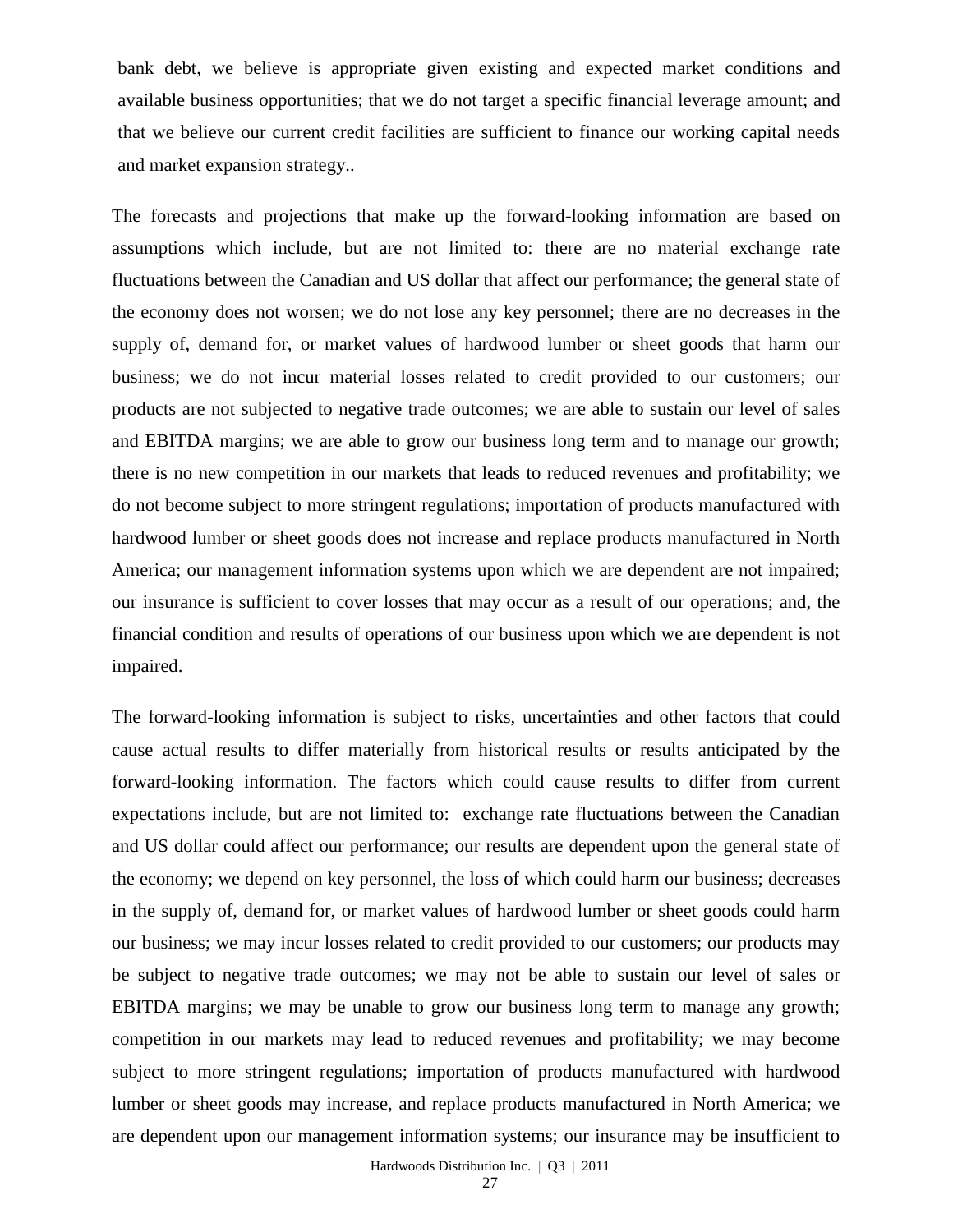bank debt, we believe is appropriate given existing and expected market conditions and available business opportunities; that we do not target a specific financial leverage amount; and that we believe our current credit facilities are sufficient to finance our working capital needs and market expansion strategy..

The forecasts and projections that make up the forward-looking information are based on assumptions which include, but are not limited to: there are no material exchange rate fluctuations between the Canadian and US dollar that affect our performance; the general state of the economy does not worsen; we do not lose any key personnel; there are no decreases in the supply of, demand for, or market values of hardwood lumber or sheet goods that harm our business; we do not incur material losses related to credit provided to our customers; our products are not subjected to negative trade outcomes; we are able to sustain our level of sales and EBITDA margins; we are able to grow our business long term and to manage our growth; there is no new competition in our markets that leads to reduced revenues and profitability; we do not become subject to more stringent regulations; importation of products manufactured with hardwood lumber or sheet goods does not increase and replace products manufactured in North America; our management information systems upon which we are dependent are not impaired; our insurance is sufficient to cover losses that may occur as a result of our operations; and, the financial condition and results of operations of our business upon which we are dependent is not impaired.

The forward-looking information is subject to risks, uncertainties and other factors that could cause actual results to differ materially from historical results or results anticipated by the forward-looking information. The factors which could cause results to differ from current expectations include, but are not limited to: exchange rate fluctuations between the Canadian and US dollar could affect our performance; our results are dependent upon the general state of the economy; we depend on key personnel, the loss of which could harm our business; decreases in the supply of, demand for, or market values of hardwood lumber or sheet goods could harm our business; we may incur losses related to credit provided to our customers; our products may be subject to negative trade outcomes; we may not be able to sustain our level of sales or EBITDA margins; we may be unable to grow our business long term to manage any growth; competition in our markets may lead to reduced revenues and profitability; we may become subject to more stringent regulations; importation of products manufactured with hardwood lumber or sheet goods may increase, and replace products manufactured in North America; we are dependent upon our management information systems; our insurance may be insufficient to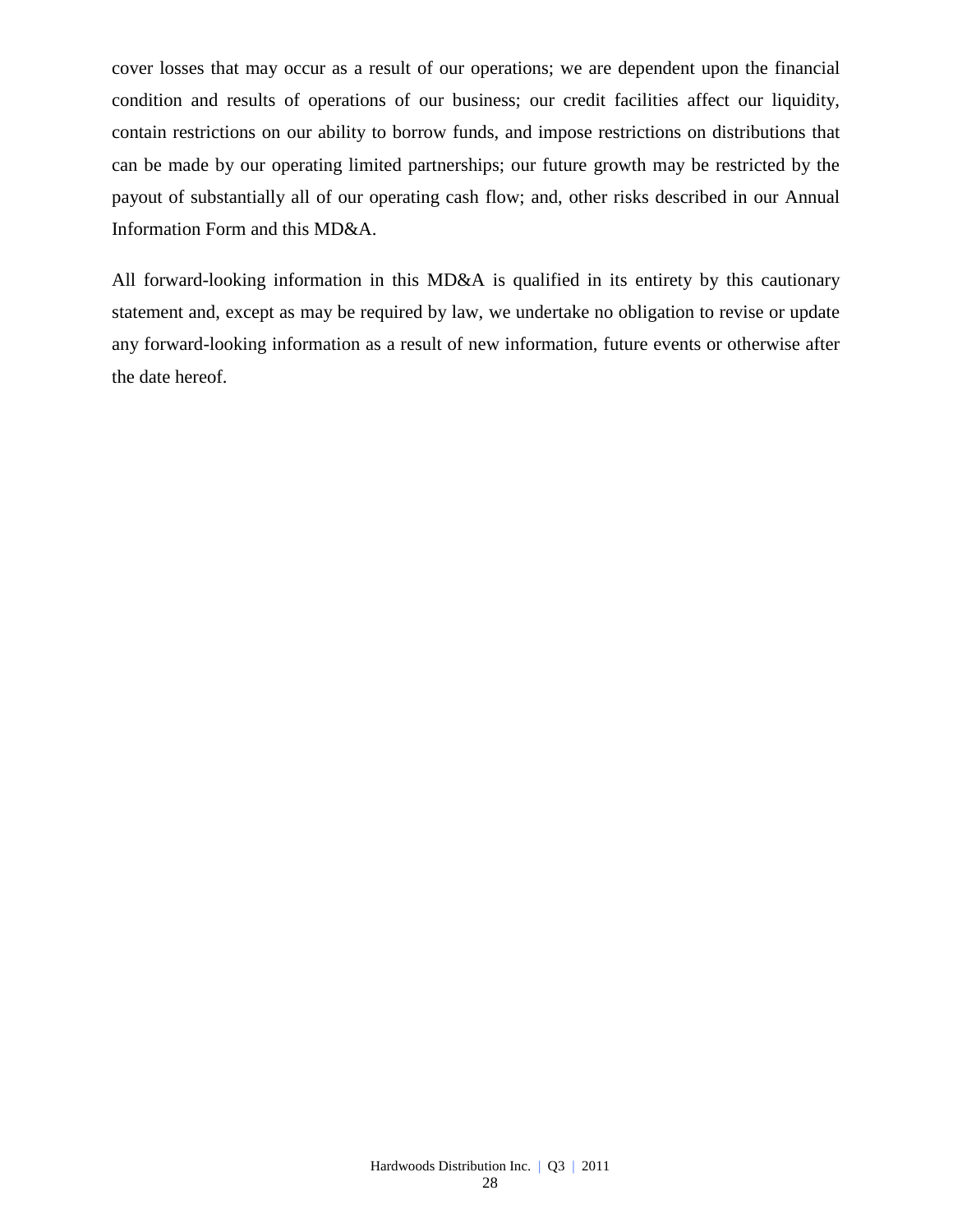cover losses that may occur as a result of our operations; we are dependent upon the financial condition and results of operations of our business; our credit facilities affect our liquidity, contain restrictions on our ability to borrow funds, and impose restrictions on distributions that can be made by our operating limited partnerships; our future growth may be restricted by the payout of substantially all of our operating cash flow; and, other risks described in our Annual Information Form and this MD&A.

All forward-looking information in this MD&A is qualified in its entirety by this cautionary statement and, except as may be required by law, we undertake no obligation to revise or update any forward-looking information as a result of new information, future events or otherwise after the date hereof.